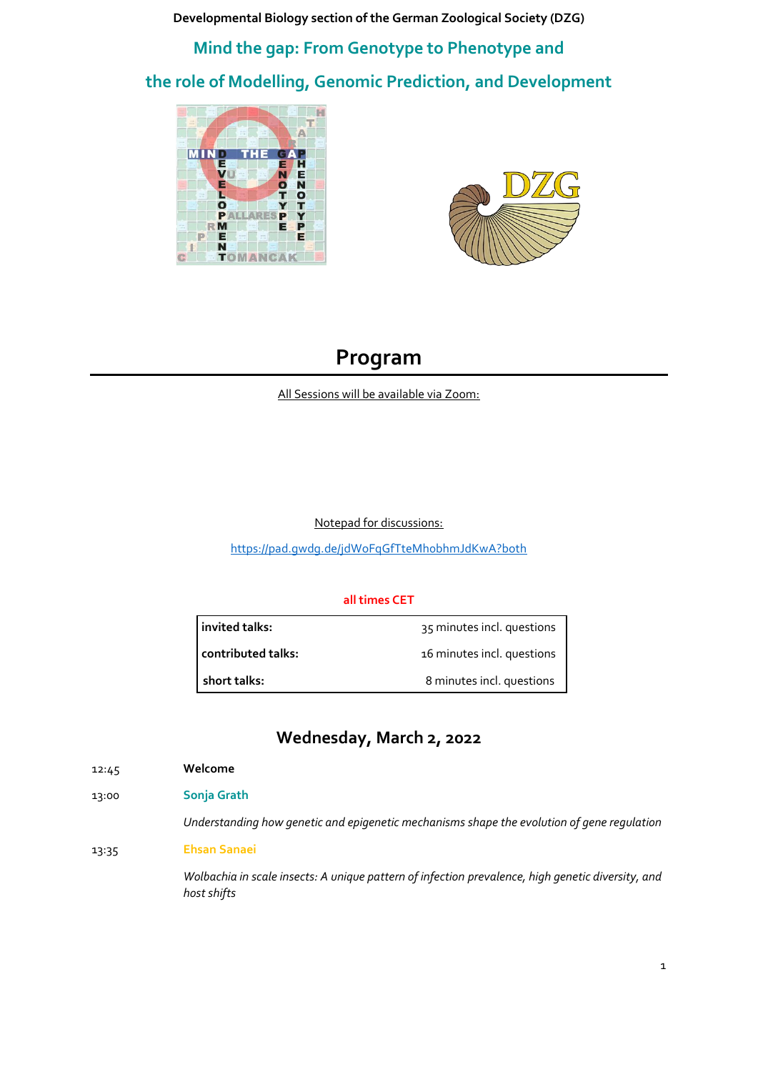Developmental Biology section of the German Zoological Society (DZG)

# Mind the gap: From Genotype to Phenotype and the role of Modelling, Genomic Prediction, and Development

## Program

All Sessions will be available via Zoom:

Notepad for discussions:

https://pad.gwdg.de/jdWoFqGfTteMhobhmJdKwA?both

**all times CET**

| | |
|---|---|
| **invited talks:** | 35 minutes incl. questions |
| **contributed talks:** | 16 minutes incl. questions |
| **short talks:** | 8 minutes incl. questions |

## Wednesday, March 2, 2022

12:45 **Welcome**

13:00 **Sonja Grath**

*Understanding how genetic and epigenetic mechanisms shape the evolution of gene regulation*

13:35 **Ehsan Sanaei**

*Wolbachia in scale insects: A unique pattern of infection prevalence, high genetic diversity, and host shifts*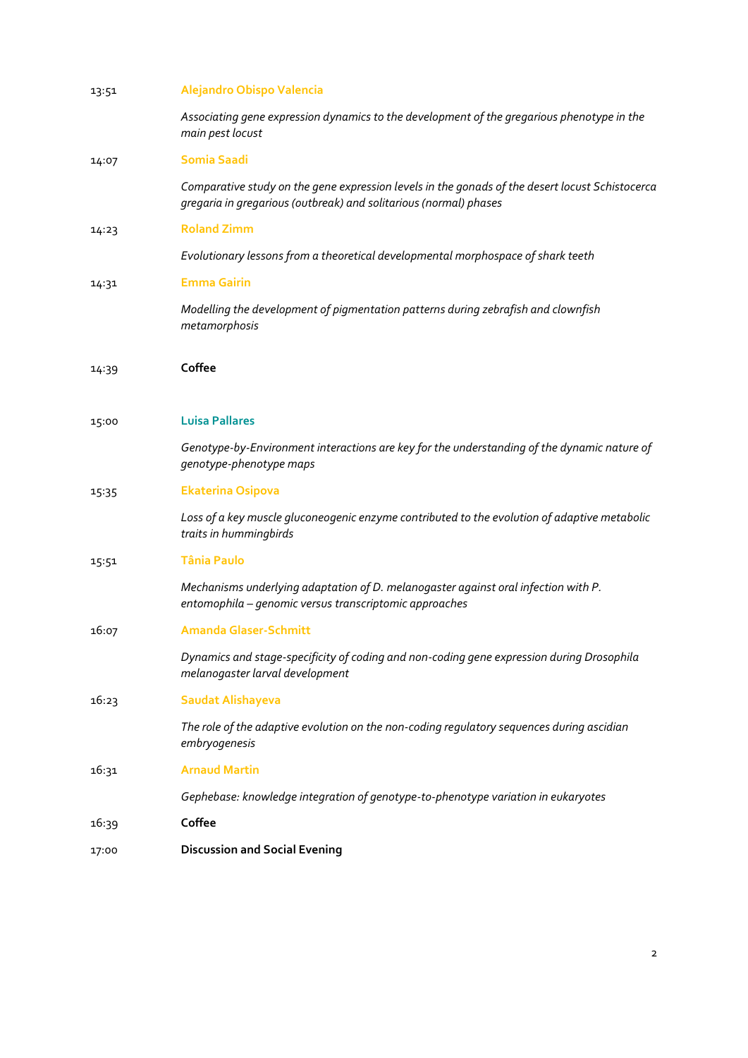13:51 **Alejandro Obispo Valencia**

*Associating gene expression dynamics to the development of the gregarious phenotype in the main pest locust*

14:07 **Somia Saadi**

*Comparative study on the gene expression levels in the gonads of the desert locust Schistocerca gregaria in gregarious (outbreak) and solitarious (normal) phases*

14:23 **Roland Zimm**

*Evolutionary lessons from a theoretical developmental morphospace of shark teeth*

14:31 **Emma Gairin**

*Modelling the development of pigmentation patterns during zebrafish and clownfish metamorphosis*

14:39 **Coffee**

15:00 **Luisa Pallares**

*Genotype-by-Environment interactions are key for the understanding of the dynamic nature of genotype-phenotype maps*

15:35 **Ekaterina Osipova**

*Loss of a key muscle gluconeogenic enzyme contributed to the evolution of adaptive metabolic traits in hummingbirds*

15:51 **Tânia Paulo**

*Mechanisms underlying adaptation of D. melanogaster against oral infection with P. entomophila – genomic versus transcriptomic approaches*

16:07 **Amanda Glaser-Schmitt**

*Dynamics and stage-specificity of coding and non-coding gene expression during Drosophila melanogaster larval development*

16:23 **Saudat Alishayeva**

*The role of the adaptive evolution on the non-coding regulatory sequences during ascidian embryogenesis*

16:31 **Arnaud Martin**

*Gephebase: knowledge integration of genotype-to-phenotype variation in eukaryotes*

16:39 **Coffee**

17:00 **Discussion and Social Evening**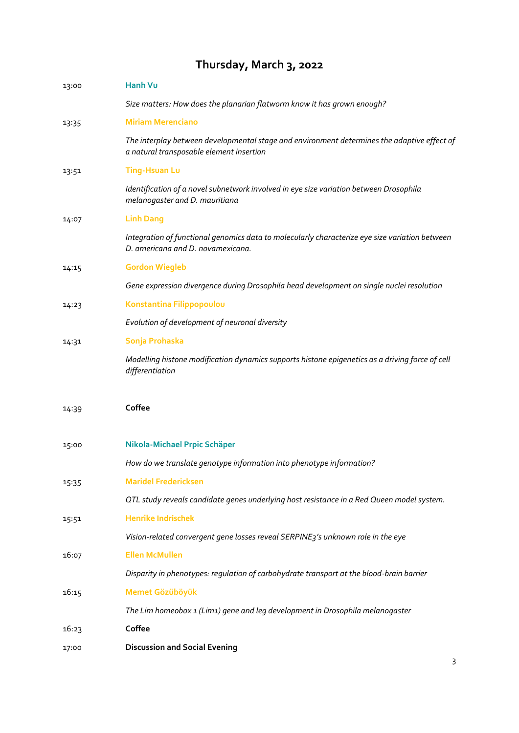# Thursday, March 3, 2022

| | |
|---|---|
| 13:00 | **Hanh Vu** |
| | *Size matters: How does the planarian flatworm know it has grown enough?* |
| 13:35 | **Miriam Merenciano** |
| | *The interplay between developmental stage and environment determines the adaptive effect of a natural transposable element insertion* |
| 13:51 | **Ting-Hsuan Lu** |
| | *Identification of a novel subnetwork involved in eye size variation between Drosophila melanogaster and D. mauritiana* |
| 14:07 | **Linh Dang** |
| | *Integration of functional genomics data to molecularly characterize eye size variation between D. americana and D. novamexicana.* |
| 14:15 | **Gordon Wiegleb** |
| | *Gene expression divergence during Drosophila head development on single nuclei resolution* |
| 14:23 | **Konstantina Filippopoulou** |
| | *Evolution of development of neuronal diversity* |
| 14:31 | **Sonja Prohaska** |
| | *Modelling histone modification dynamics supports histone epigenetics as a driving force of cell differentiation* |
| 14:39 | **Coffee** |
| 15:00 | **Nikola-Michael Prpic Schäper** |
| | *How do we translate genotype information into phenotype information?* |
| 15:35 | **Maridel Fredericksen** |
| | *QTL study reveals candidate genes underlying host resistance in a Red Queen model system.* |
| 15:51 | **Henrike Indrischek** |
| | *Vision-related convergent gene losses reveal SERPINE3's unknown role in the eye* |
| 16:07 | **Ellen McMullen** |
| | *Disparity in phenotypes: regulation of carbohydrate transport at the blood-brain barrier* |
| 16:15 | **Memet Gözüböyük** |
| | *The Lim homeobox 1 (Lim1) gene and leg development in Drosophila melanogaster* |
| 16:23 | **Coffee** |
| 17:00 | **Discussion and Social Evening** |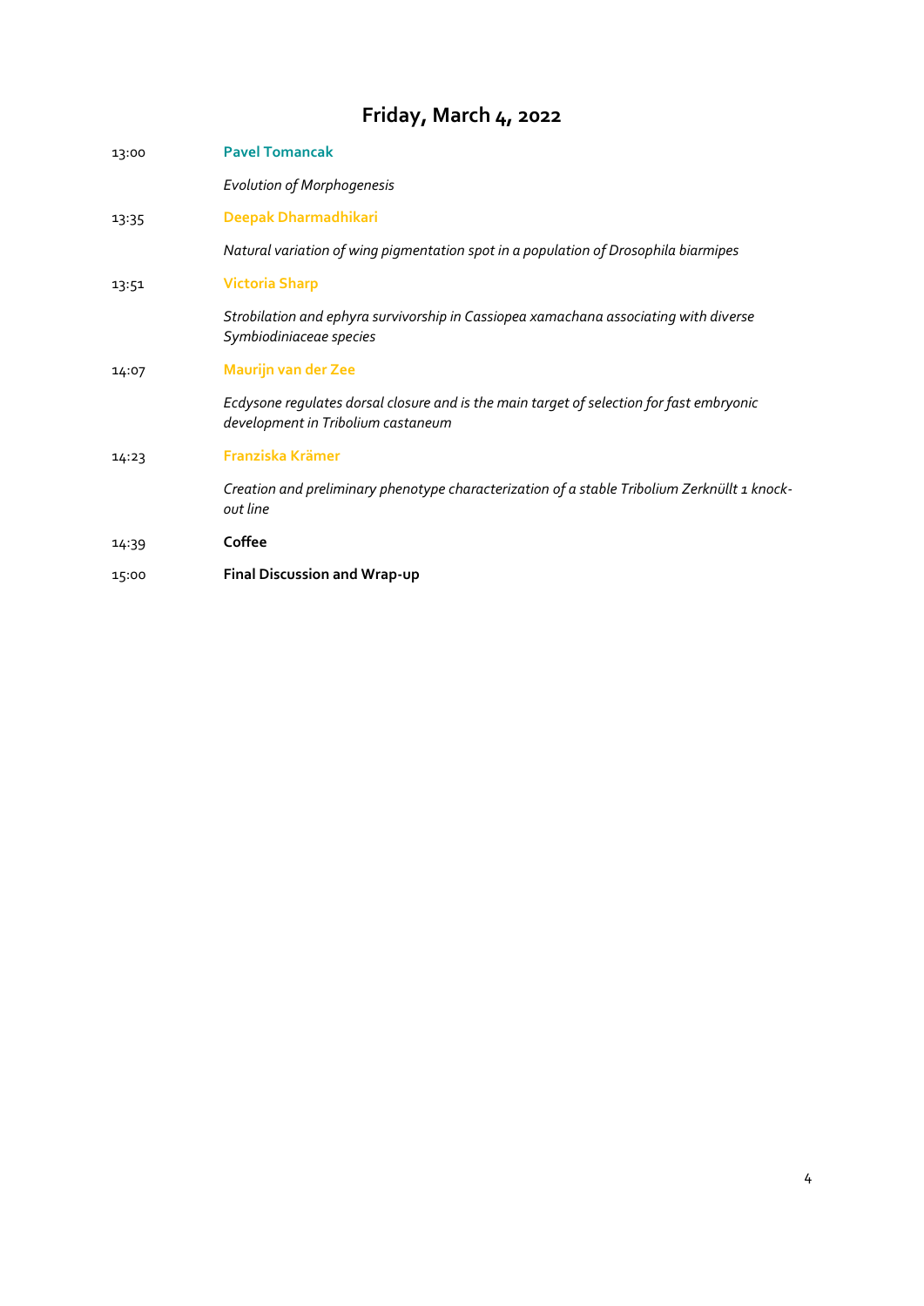# Friday, March 4, 2022

13:00 **Pavel Tomancak**

*Evolution of Morphogenesis*

13:35 **Deepak Dharmadhikari**

*Natural variation of wing pigmentation spot in a population of Drosophila biarmipes*

13:51 **Victoria Sharp**

*Strobilation and ephyra survivorship in Cassiopea xamachana associating with diverse Symbiodiniaceae species*

14:07 **Maurijn van der Zee**

*Ecdysone regulates dorsal closure and is the main target of selection for fast embryonic development in Tribolium castaneum*

14:23 **Franziska Krämer**

*Creation and preliminary phenotype characterization of a stable Tribolium Zerknüllt 1 knock-out line*

14:39 **Coffee**

15:00 **Final Discussion and Wrap-up**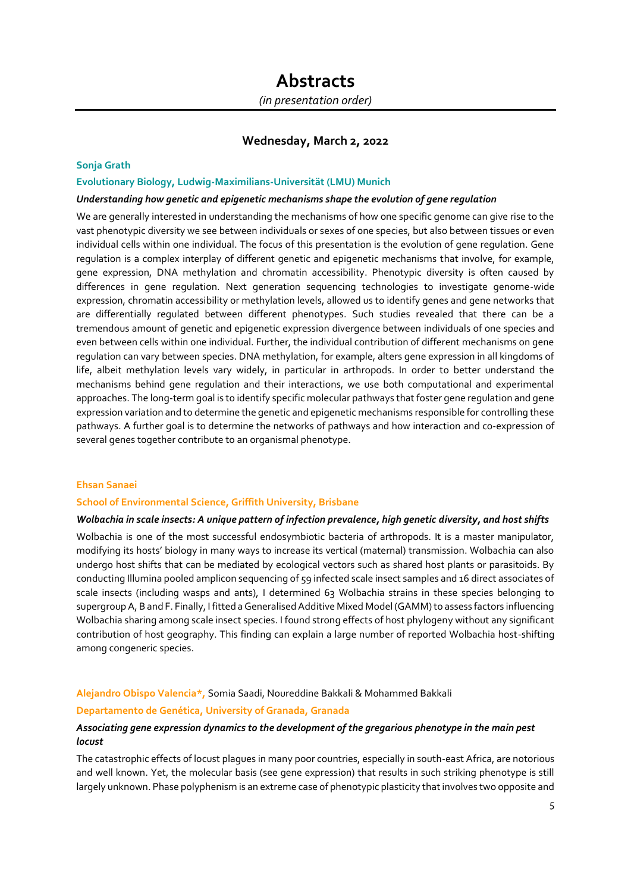# Abstracts

*(in presentation order)*

## Wednesday, March 2, 2022

**Sonja Grath**

**Evolutionary Biology, Ludwig-Maximilians-Universität (LMU) Munich**

***Understanding how genetic and epigenetic mechanisms shape the evolution of gene regulation***

We are generally interested in understanding the mechanisms of how one specific genome can give rise to the vast phenotypic diversity we see between individuals or sexes of one species, but also between tissues or even individual cells within one individual. The focus of this presentation is the evolution of gene regulation. Gene regulation is a complex interplay of different genetic and epigenetic mechanisms that involve, for example, gene expression, DNA methylation and chromatin accessibility. Phenotypic diversity is often caused by differences in gene regulation. Next generation sequencing technologies to investigate genome-wide expression, chromatin accessibility or methylation levels, allowed us to identify genes and gene networks that are differentially regulated between different phenotypes. Such studies revealed that there can be a tremendous amount of genetic and epigenetic expression divergence between individuals of one species and even between cells within one individual. Further, the individual contribution of different mechanisms on gene regulation can vary between species. DNA methylation, for example, alters gene expression in all kingdoms of life, albeit methylation levels vary widely, in particular in arthropods. In order to better understand the mechanisms behind gene regulation and their interactions, we use both computational and experimental approaches. The long-term goal is to identify specific molecular pathways that foster gene regulation and gene expression variation and to determine the genetic and epigenetic mechanisms responsible for controlling these pathways. A further goal is to determine the networks of pathways and how interaction and co-expression of several genes together contribute to an organismal phenotype.

**Ehsan Sanaei**

**School of Environmental Science, Griffith University, Brisbane**

***Wolbachia in scale insects: A unique pattern of infection prevalence, high genetic diversity, and host shifts***

Wolbachia is one of the most successful endosymbiotic bacteria of arthropods. It is a master manipulator, modifying its hosts' biology in many ways to increase its vertical (maternal) transmission. Wolbachia can also undergo host shifts that can be mediated by ecological vectors such as shared host plants or parasitoids. By conducting Illumina pooled amplicon sequencing of 59 infected scale insect samples and 16 direct associates of scale insects (including wasps and ants), I determined 63 Wolbachia strains in these species belonging to supergroup A, B and F. Finally, I fitted a Generalised Additive Mixed Model (GAMM) to assess factors influencing Wolbachia sharing among scale insect species. I found strong effects of host phylogeny without any significant contribution of host geography. This finding can explain a large number of reported Wolbachia host-shifting among congeneric species.

**Alejandro Obispo Valencia\***, Somia Saadi, Noureddine Bakkali & Mohammed Bakkali

**Departamento de Genética, University of Granada, Granada**

***Associating gene expression dynamics to the development of the gregarious phenotype in the main pest locust***

The catastrophic effects of locust plagues in many poor countries, especially in south-east Africa, are notorious and well known. Yet, the molecular basis (see gene expression) that results in such striking phenotype is still largely unknown. Phase polyphenism is an extreme case of phenotypic plasticity that involves two opposite and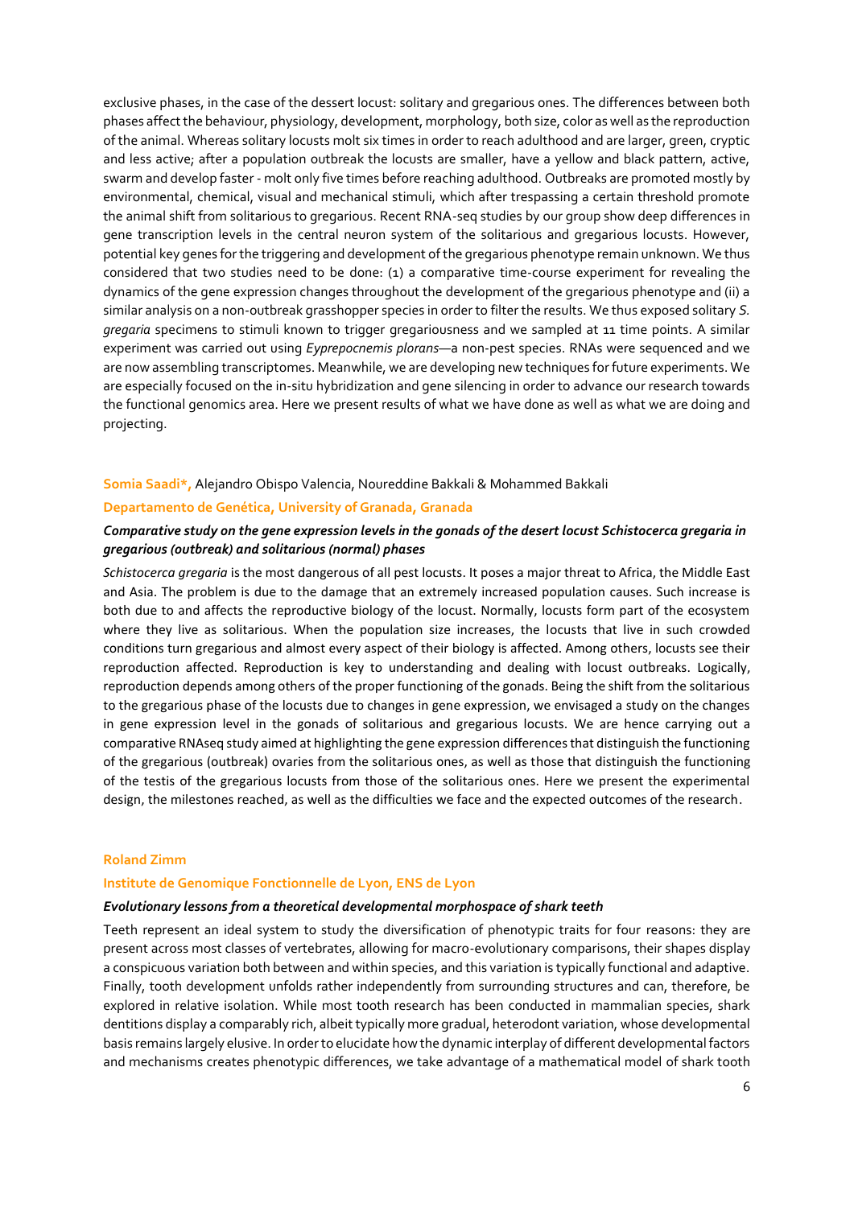exclusive phases, in the case of the dessert locust: solitary and gregarious ones. The differences between both phases affect the behaviour, physiology, development, morphology, both size, color as well as the reproduction of the animal. Whereas solitary locusts molt six times in order to reach adulthood and are larger, green, cryptic and less active; after a population outbreak the locusts are smaller, have a yellow and black pattern, active, swarm and develop faster - molt only five times before reaching adulthood. Outbreaks are promoted mostly by environmental, chemical, visual and mechanical stimuli, which after trespassing a certain threshold promote the animal shift from solitarious to gregarious. Recent RNA-seq studies by our group show deep differences in gene transcription levels in the central neuron system of the solitarious and gregarious locusts. However, potential key genes for the triggering and development of the gregarious phenotype remain unknown. We thus considered that two studies need to be done: (1) a comparative time-course experiment for revealing the dynamics of the gene expression changes throughout the development of the gregarious phenotype and (ii) a similar analysis on a non-outbreak grasshopper species in order to filter the results. We thus exposed solitary *S. gregaria* specimens to stimuli known to trigger gregariousness and we sampled at 11 time points. A similar experiment was carried out using *Eyprepocnemis plorans*—a non-pest species. RNAs were sequenced and we are now assembling transcriptomes. Meanwhile, we are developing new techniques for future experiments. We are especially focused on the in-situ hybridization and gene silencing in order to advance our research towards the functional genomics area. Here we present results of what we have done as well as what we are doing and projecting.

**Somia Saadi\***, Alejandro Obispo Valencia, Noureddine Bakkali & Mohammed Bakkali

**Departamento de Genética, University of Granada, Granada**

***Comparative study on the gene expression levels in the gonads of the desert locust Schistocerca gregaria in gregarious (outbreak) and solitarious (normal) phases***

*Schistocerca gregaria* is the most dangerous of all pest locusts. It poses a major threat to Africa, the Middle East and Asia. The problem is due to the damage that an extremely increased population causes. Such increase is both due to and affects the reproductive biology of the locust. Normally, locusts form part of the ecosystem where they live as solitarious. When the population size increases, the locusts that live in such crowded conditions turn gregarious and almost every aspect of their biology is affected. Among others, locusts see their reproduction affected. Reproduction is key to understanding and dealing with locust outbreaks. Logically, reproduction depends among others of the proper functioning of the gonads. Being the shift from the solitarious to the gregarious phase of the locusts due to changes in gene expression, we envisaged a study on the changes in gene expression level in the gonads of solitarious and gregarious locusts. We are hence carrying out a comparative RNAseq study aimed at highlighting the gene expression differences that distinguish the functioning of the gregarious (outbreak) ovaries from the solitarious ones, as well as those that distinguish the functioning of the testis of the gregarious locusts from those of the solitarious ones. Here we present the experimental design, the milestones reached, as well as the difficulties we face and the expected outcomes of the research.

**Roland Zimm**

**Institute de Genomique Fonctionnelle de Lyon, ENS de Lyon**

***Evolutionary lessons from a theoretical developmental morphospace of shark teeth***

Teeth represent an ideal system to study the diversification of phenotypic traits for four reasons: they are present across most classes of vertebrates, allowing for macro-evolutionary comparisons, their shapes display a conspicuous variation both between and within species, and this variation is typically functional and adaptive. Finally, tooth development unfolds rather independently from surrounding structures and can, therefore, be explored in relative isolation. While most tooth research has been conducted in mammalian species, shark dentitions display a comparably rich, albeit typically more gradual, heterodont variation, whose developmental basis remains largely elusive. In order to elucidate how the dynamic interplay of different developmental factors and mechanisms creates phenotypic differences, we take advantage of a mathematical model of shark tooth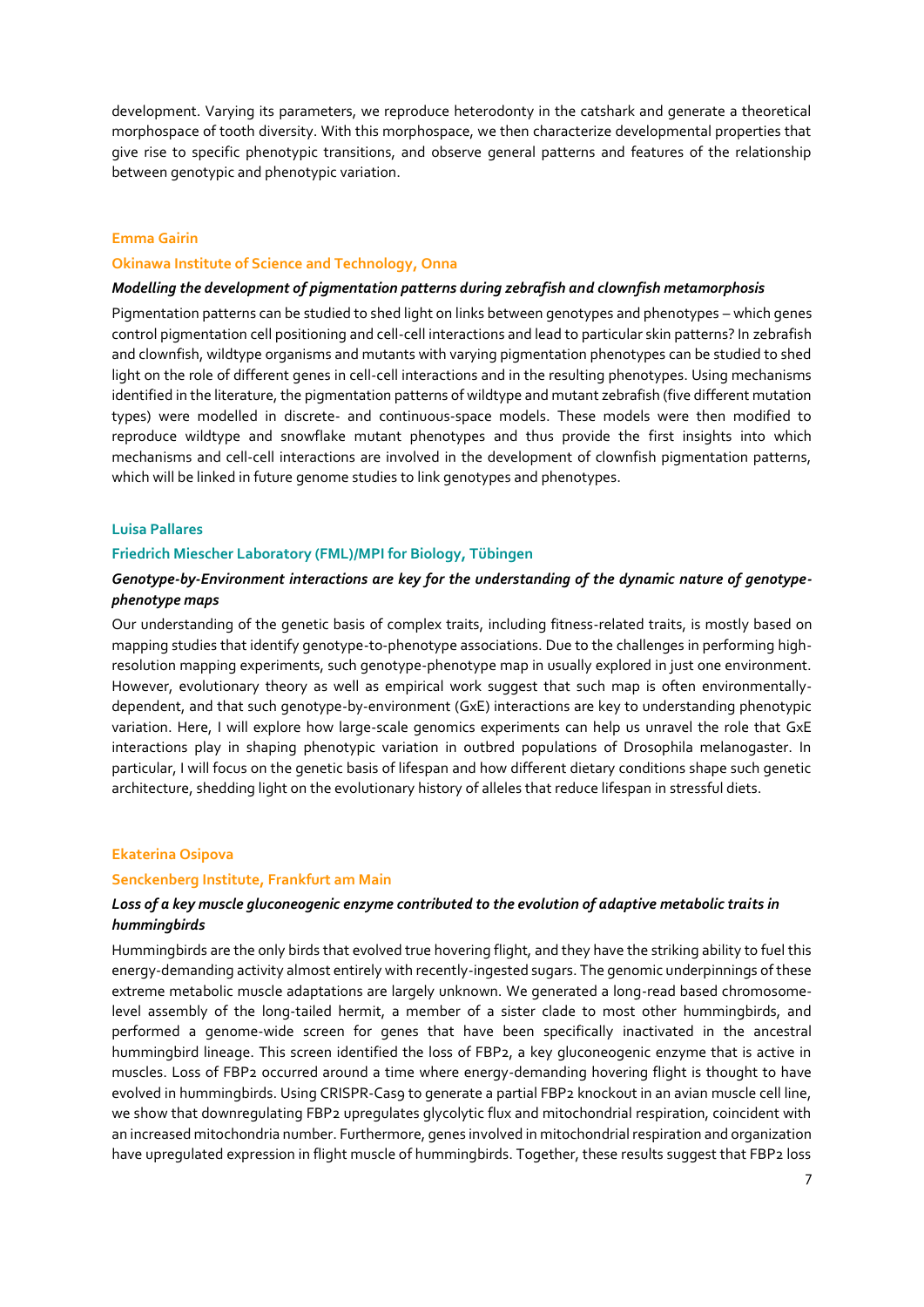development. Varying its parameters, we reproduce heterodonty in the catshark and generate a theoretical morphospace of tooth diversity. With this morphospace, we then characterize developmental properties that give rise to specific phenotypic transitions, and observe general patterns and features of the relationship between genotypic and phenotypic variation.

**Emma Gairin**

**Okinawa Institute of Science and Technology, Onna**

***Modelling the development of pigmentation patterns during zebrafish and clownfish metamorphosis***

Pigmentation patterns can be studied to shed light on links between genotypes and phenotypes – which genes control pigmentation cell positioning and cell-cell interactions and lead to particular skin patterns? In zebrafish and clownfish, wildtype organisms and mutants with varying pigmentation phenotypes can be studied to shed light on the role of different genes in cell-cell interactions and in the resulting phenotypes. Using mechanisms identified in the literature, the pigmentation patterns of wildtype and mutant zebrafish (five different mutation types) were modelled in discrete- and continuous-space models. These models were then modified to reproduce wildtype and snowflake mutant phenotypes and thus provide the first insights into which mechanisms and cell-cell interactions are involved in the development of clownfish pigmentation patterns, which will be linked in future genome studies to link genotypes and phenotypes.

**Luisa Pallares**

**Friedrich Miescher Laboratory (FML)/MPI for Biology, Tübingen**

***Genotype-by-Environment interactions are key for the understanding of the dynamic nature of genotype-phenotype maps***

Our understanding of the genetic basis of complex traits, including fitness-related traits, is mostly based on mapping studies that identify genotype-to-phenotype associations. Due to the challenges in performing high-resolution mapping experiments, such genotype-phenotype map in usually explored in just one environment. However, evolutionary theory as well as empirical work suggest that such map is often environmentally-dependent, and that such genotype-by-environment (GxE) interactions are key to understanding phenotypic variation. Here, I will explore how large-scale genomics experiments can help us unravel the role that GxE interactions play in shaping phenotypic variation in outbred populations of Drosophila melanogaster. In particular, I will focus on the genetic basis of lifespan and how different dietary conditions shape such genetic architecture, shedding light on the evolutionary history of alleles that reduce lifespan in stressful diets.

**Ekaterina Osipova**

**Senckenberg Institute, Frankfurt am Main**

***Loss of a key muscle gluconeogenic enzyme contributed to the evolution of adaptive metabolic traits in hummingbirds***

Hummingbirds are the only birds that evolved true hovering flight, and they have the striking ability to fuel this energy-demanding activity almost entirely with recently-ingested sugars. The genomic underpinnings of these extreme metabolic muscle adaptations are largely unknown. We generated a long-read based chromosome-level assembly of the long-tailed hermit, a member of a sister clade to most other hummingbirds, and performed a genome-wide screen for genes that have been specifically inactivated in the ancestral hummingbird lineage. This screen identified the loss of FBP2, a key gluconeogenic enzyme that is active in muscles. Loss of FBP2 occurred around a time where energy-demanding hovering flight is thought to have evolved in hummingbirds. Using CRISPR-Cas9 to generate a partial FBP2 knockout in an avian muscle cell line, we show that downregulating FBP2 upregulates glycolytic flux and mitochondrial respiration, coincident with an increased mitochondria number. Furthermore, genes involved in mitochondrial respiration and organization have upregulated expression in flight muscle of hummingbirds. Together, these results suggest that FBP2 loss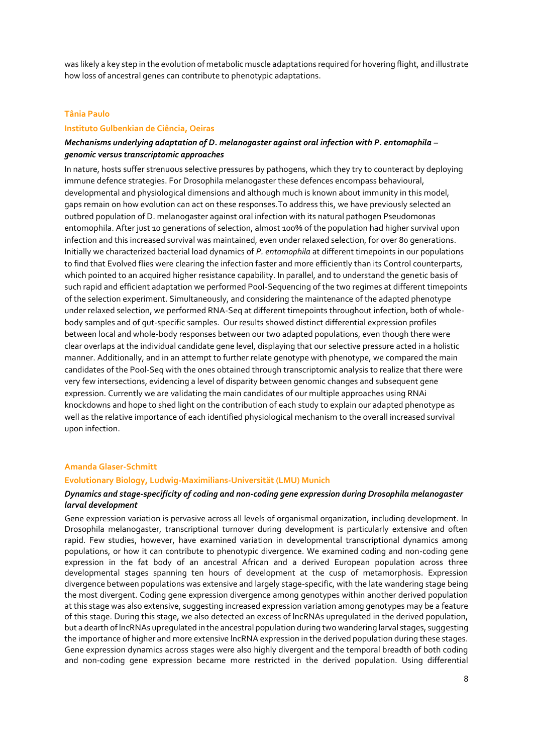was likely a key step in the evolution of metabolic muscle adaptations required for hovering flight, and illustrate how loss of ancestral genes can contribute to phenotypic adaptations.

**Tânia Paulo**

**Instituto Gulbenkian de Ciência, Oeiras**

***Mechanisms underlying adaptation of D. melanogaster against oral infection with P. entomophila – genomic versus transcriptomic approaches***

In nature, hosts suffer strenuous selective pressures by pathogens, which they try to counteract by deploying immune defence strategies. For Drosophila melanogaster these defences encompass behavioural, developmental and physiological dimensions and although much is known about immunity in this model, gaps remain on how evolution can act on these responses.To address this, we have previously selected an outbred population of D. melanogaster against oral infection with its natural pathogen Pseudomonas entomophila. After just 10 generations of selection, almost 100% of the population had higher survival upon infection and this increased survival was maintained, even under relaxed selection, for over 80 generations. Initially we characterized bacterial load dynamics of *P. entomophila* at different timepoints in our populations to find that Evolved flies were clearing the infection faster and more efficiently than its Control counterparts, which pointed to an acquired higher resistance capability. In parallel, and to understand the genetic basis of such rapid and efficient adaptation we performed Pool-Sequencing of the two regimes at different timepoints of the selection experiment. Simultaneously, and considering the maintenance of the adapted phenotype under relaxed selection, we performed RNA-Seq at different timepoints throughout infection, both of whole-body samples and of gut-specific samples. Our results showed distinct differential expression profiles between local and whole-body responses between our two adapted populations, even though there were clear overlaps at the individual candidate gene level, displaying that our selective pressure acted in a holistic manner. Additionally, and in an attempt to further relate genotype with phenotype, we compared the main candidates of the Pool-Seq with the ones obtained through transcriptomic analysis to realize that there were very few intersections, evidencing a level of disparity between genomic changes and subsequent gene expression. Currently we are validating the main candidates of our multiple approaches using RNAi knockdowns and hope to shed light on the contribution of each study to explain our adapted phenotype as well as the relative importance of each identified physiological mechanism to the overall increased survival upon infection.

**Amanda Glaser-Schmitt**

**Evolutionary Biology, Ludwig-Maximilians-Universität (LMU) Munich**

***Dynamics and stage-specificity of coding and non-coding gene expression during Drosophila melanogaster larval development***

Gene expression variation is pervasive across all levels of organismal organization, including development. In Drosophila melanogaster, transcriptional turnover during development is particularly extensive and often rapid. Few studies, however, have examined variation in developmental transcriptional dynamics among populations, or how it can contribute to phenotypic divergence. We examined coding and non-coding gene expression in the fat body of an ancestral African and a derived European population across three developmental stages spanning ten hours of development at the cusp of metamorphosis. Expression divergence between populations was extensive and largely stage-specific, with the late wandering stage being the most divergent. Coding gene expression divergence among genotypes within another derived population at this stage was also extensive, suggesting increased expression variation among genotypes may be a feature of this stage. During this stage, we also detected an excess of lncRNAs upregulated in the derived population, but a dearth of lncRNAs upregulated in the ancestral population during two wandering larval stages, suggesting the importance of higher and more extensive lncRNA expression in the derived population during these stages. Gene expression dynamics across stages were also highly divergent and the temporal breadth of both coding and non-coding gene expression became more restricted in the derived population. Using differential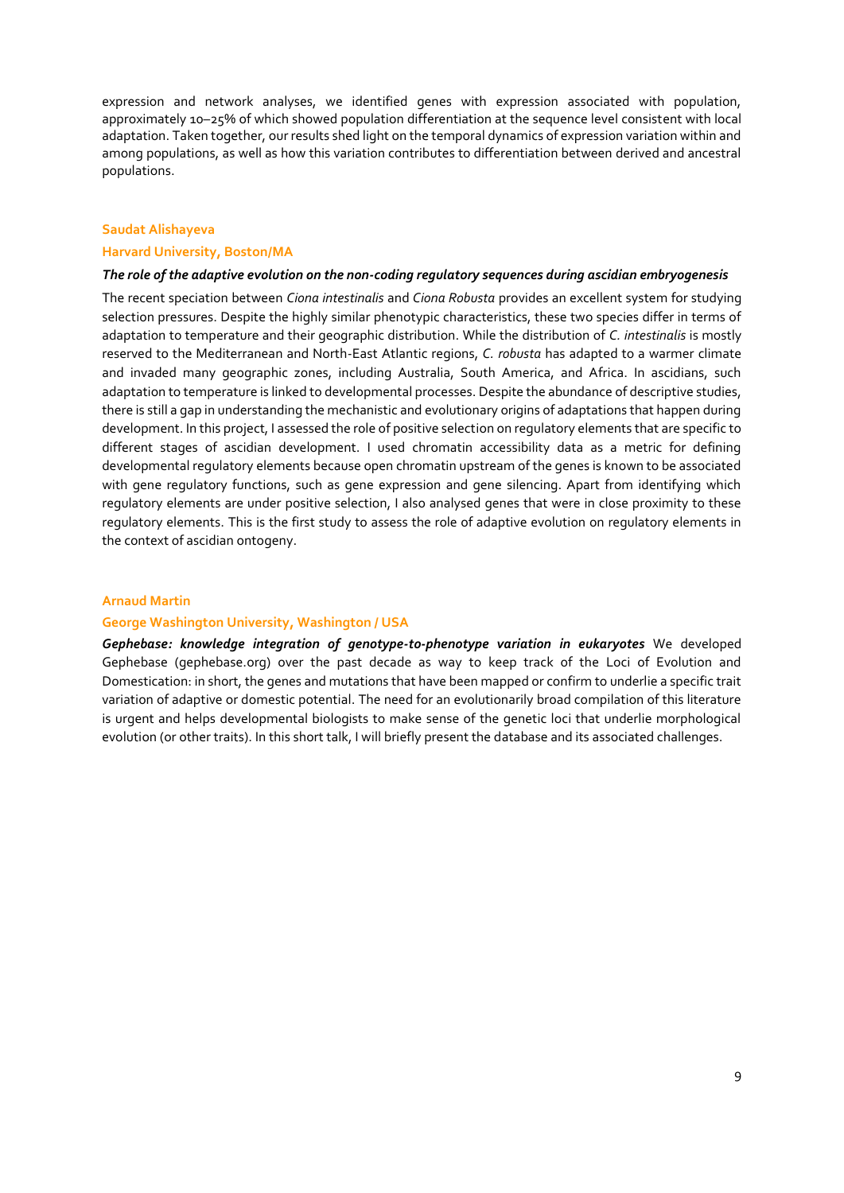expression and network analyses, we identified genes with expression associated with population, approximately 10–25% of which showed population differentiation at the sequence level consistent with local adaptation. Taken together, our results shed light on the temporal dynamics of expression variation within and among populations, as well as how this variation contributes to differentiation between derived and ancestral populations.

**Saudat Alishayeva**

**Harvard University, Boston/MA**

***The role of the adaptive evolution on the non-coding regulatory sequences during ascidian embryogenesis***

The recent speciation between *Ciona intestinalis* and *Ciona Robusta* provides an excellent system for studying selection pressures. Despite the highly similar phenotypic characteristics, these two species differ in terms of adaptation to temperature and their geographic distribution. While the distribution of *C. intestinalis* is mostly reserved to the Mediterranean and North-East Atlantic regions, *C. robusta* has adapted to a warmer climate and invaded many geographic zones, including Australia, South America, and Africa. In ascidians, such adaptation to temperature is linked to developmental processes. Despite the abundance of descriptive studies, there is still a gap in understanding the mechanistic and evolutionary origins of adaptations that happen during development. In this project, I assessed the role of positive selection on regulatory elements that are specific to different stages of ascidian development. I used chromatin accessibility data as a metric for defining developmental regulatory elements because open chromatin upstream of the genes is known to be associated with gene regulatory functions, such as gene expression and gene silencing. Apart from identifying which regulatory elements are under positive selection, I also analysed genes that were in close proximity to these regulatory elements. This is the first study to assess the role of adaptive evolution on regulatory elements in the context of ascidian ontogeny.

**Arnaud Martin**

**George Washington University, Washington / USA**

***Gephebase: knowledge integration of genotype-to-phenotype variation in eukaryotes*** We developed Gephebase (gephebase.org) over the past decade as way to keep track of the Loci of Evolution and Domestication: in short, the genes and mutations that have been mapped or confirm to underlie a specific trait variation of adaptive or domestic potential. The need for an evolutionarily broad compilation of this literature is urgent and helps developmental biologists to make sense of the genetic loci that underlie morphological evolution (or other traits). In this short talk, I will briefly present the database and its associated challenges.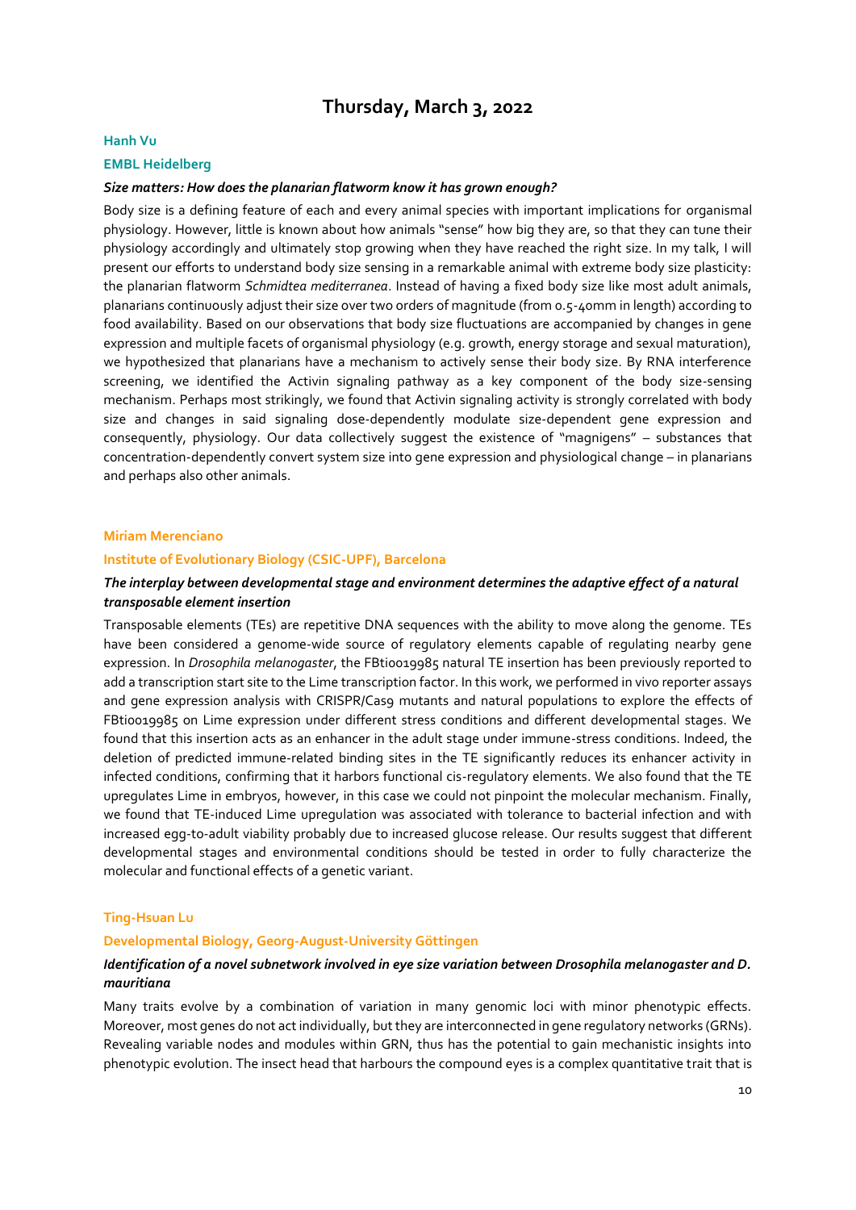# Thursday, March 3, 2022

**Hanh Vu**

**EMBL Heidelberg**

***Size matters: How does the planarian flatworm know it has grown enough?***

Body size is a defining feature of each and every animal species with important implications for organismal physiology. However, little is known about how animals "sense" how big they are, so that they can tune their physiology accordingly and ultimately stop growing when they have reached the right size. In my talk, I will present our efforts to understand body size sensing in a remarkable animal with extreme body size plasticity: the planarian flatworm *Schmidtea mediterranea*. Instead of having a fixed body size like most adult animals, planarians continuously adjust their size over two orders of magnitude (from 0.5-40mm in length) according to food availability. Based on our observations that body size fluctuations are accompanied by changes in gene expression and multiple facets of organismal physiology (e.g. growth, energy storage and sexual maturation), we hypothesized that planarians have a mechanism to actively sense their body size. By RNA interference screening, we identified the Activin signaling pathway as a key component of the body size-sensing mechanism. Perhaps most strikingly, we found that Activin signaling activity is strongly correlated with body size and changes in said signaling dose-dependently modulate size-dependent gene expression and consequently, physiology. Our data collectively suggest the existence of "magnigens" – substances that concentration-dependently convert system size into gene expression and physiological change – in planarians and perhaps also other animals.

**Miriam Merenciano**

**Institute of Evolutionary Biology (CSIC-UPF), Barcelona**

***The interplay between developmental stage and environment determines the adaptive effect of a natural transposable element insertion***

Transposable elements (TEs) are repetitive DNA sequences with the ability to move along the genome. TEs have been considered a genome-wide source of regulatory elements capable of regulating nearby gene expression. In *Drosophila melanogaster*, the FBti0019985 natural TE insertion has been previously reported to add a transcription start site to the Lime transcription factor. In this work, we performed in vivo reporter assays and gene expression analysis with CRISPR/Cas9 mutants and natural populations to explore the effects of FBti0019985 on Lime expression under different stress conditions and different developmental stages. We found that this insertion acts as an enhancer in the adult stage under immune-stress conditions. Indeed, the deletion of predicted immune-related binding sites in the TE significantly reduces its enhancer activity in infected conditions, confirming that it harbors functional cis-regulatory elements. We also found that the TE upregulates Lime in embryos, however, in this case we could not pinpoint the molecular mechanism. Finally, we found that TE-induced Lime upregulation was associated with tolerance to bacterial infection and with increased egg-to-adult viability probably due to increased glucose release. Our results suggest that different developmental stages and environmental conditions should be tested in order to fully characterize the molecular and functional effects of a genetic variant.

**Ting-Hsuan Lu**

**Developmental Biology, Georg-August-University Göttingen**

***Identification of a novel subnetwork involved in eye size variation between Drosophila melanogaster and D. mauritiana***

Many traits evolve by a combination of variation in many genomic loci with minor phenotypic effects. Moreover, most genes do not act individually, but they are interconnected in gene regulatory networks (GRNs). Revealing variable nodes and modules within GRN, thus has the potential to gain mechanistic insights into phenotypic evolution. The insect head that harbours the compound eyes is a complex quantitative trait that is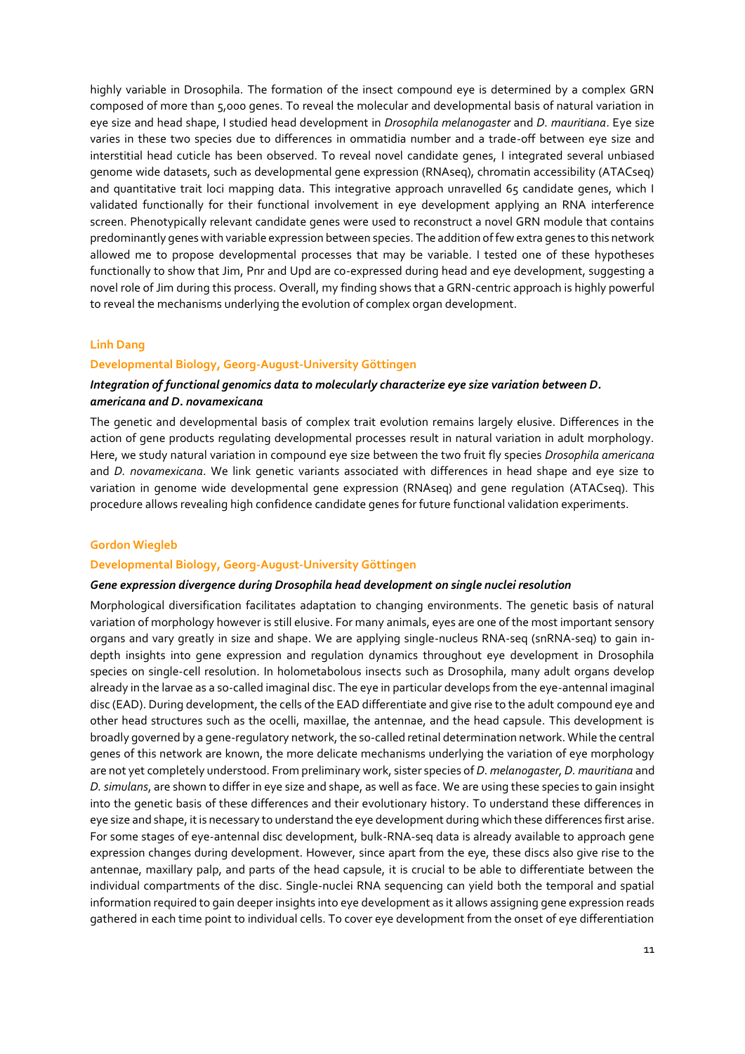highly variable in Drosophila. The formation of the insect compound eye is determined by a complex GRN composed of more than 5,000 genes. To reveal the molecular and developmental basis of natural variation in eye size and head shape, I studied head development in *Drosophila melanogaster* and *D. mauritiana*. Eye size varies in these two species due to differences in ommatidia number and a trade-off between eye size and interstitial head cuticle has been observed. To reveal novel candidate genes, I integrated several unbiased genome wide datasets, such as developmental gene expression (RNAseq), chromatin accessibility (ATACseq) and quantitative trait loci mapping data. This integrative approach unravelled 65 candidate genes, which I validated functionally for their functional involvement in eye development applying an RNA interference screen. Phenotypically relevant candidate genes were used to reconstruct a novel GRN module that contains predominantly genes with variable expression between species. The addition of few extra genes to this network allowed me to propose developmental processes that may be variable. I tested one of these hypotheses functionally to show that Jim, Pnr and Upd are co-expressed during head and eye development, suggesting a novel role of Jim during this process. Overall, my finding shows that a GRN-centric approach is highly powerful to reveal the mechanisms underlying the evolution of complex organ development.

**Linh Dang**

**Developmental Biology, Georg-August-University Göttingen**

***Integration of functional genomics data to molecularly characterize eye size variation between D. americana and D. novamexicana***

The genetic and developmental basis of complex trait evolution remains largely elusive. Differences in the action of gene products regulating developmental processes result in natural variation in adult morphology. Here, we study natural variation in compound eye size between the two fruit fly species *Drosophila americana* and *D. novamexicana*. We link genetic variants associated with differences in head shape and eye size to variation in genome wide developmental gene expression (RNAseq) and gene regulation (ATACseq). This procedure allows revealing high confidence candidate genes for future functional validation experiments.

**Gordon Wiegleb**

**Developmental Biology, Georg-August-University Göttingen**

***Gene expression divergence during Drosophila head development on single nuclei resolution***

Morphological diversification facilitates adaptation to changing environments. The genetic basis of natural variation of morphology however is still elusive. For many animals, eyes are one of the most important sensory organs and vary greatly in size and shape. We are applying single-nucleus RNA-seq (snRNA-seq) to gain in-depth insights into gene expression and regulation dynamics throughout eye development in Drosophila species on single-cell resolution. In holometabolous insects such as Drosophila, many adult organs develop already in the larvae as a so-called imaginal disc. The eye in particular develops from the eye-antennal imaginal disc (EAD). During development, the cells of the EAD differentiate and give rise to the adult compound eye and other head structures such as the ocelli, maxillae, the antennae, and the head capsule. This development is broadly governed by a gene-regulatory network, the so-called retinal determination network. While the central genes of this network are known, the more delicate mechanisms underlying the variation of eye morphology are not yet completely understood. From preliminary work, sister species of *D. melanogaster, D. mauritiana* and *D. simulans*, are shown to differ in eye size and shape, as well as face. We are using these species to gain insight into the genetic basis of these differences and their evolutionary history. To understand these differences in eye size and shape, it is necessary to understand the eye development during which these differences first arise. For some stages of eye-antennal disc development, bulk-RNA-seq data is already available to approach gene expression changes during development. However, since apart from the eye, these discs also give rise to the antennae, maxillary palp, and parts of the head capsule, it is crucial to be able to differentiate between the individual compartments of the disc. Single-nuclei RNA sequencing can yield both the temporal and spatial information required to gain deeper insights into eye development as it allows assigning gene expression reads gathered in each time point to individual cells. To cover eye development from the onset of eye differentiation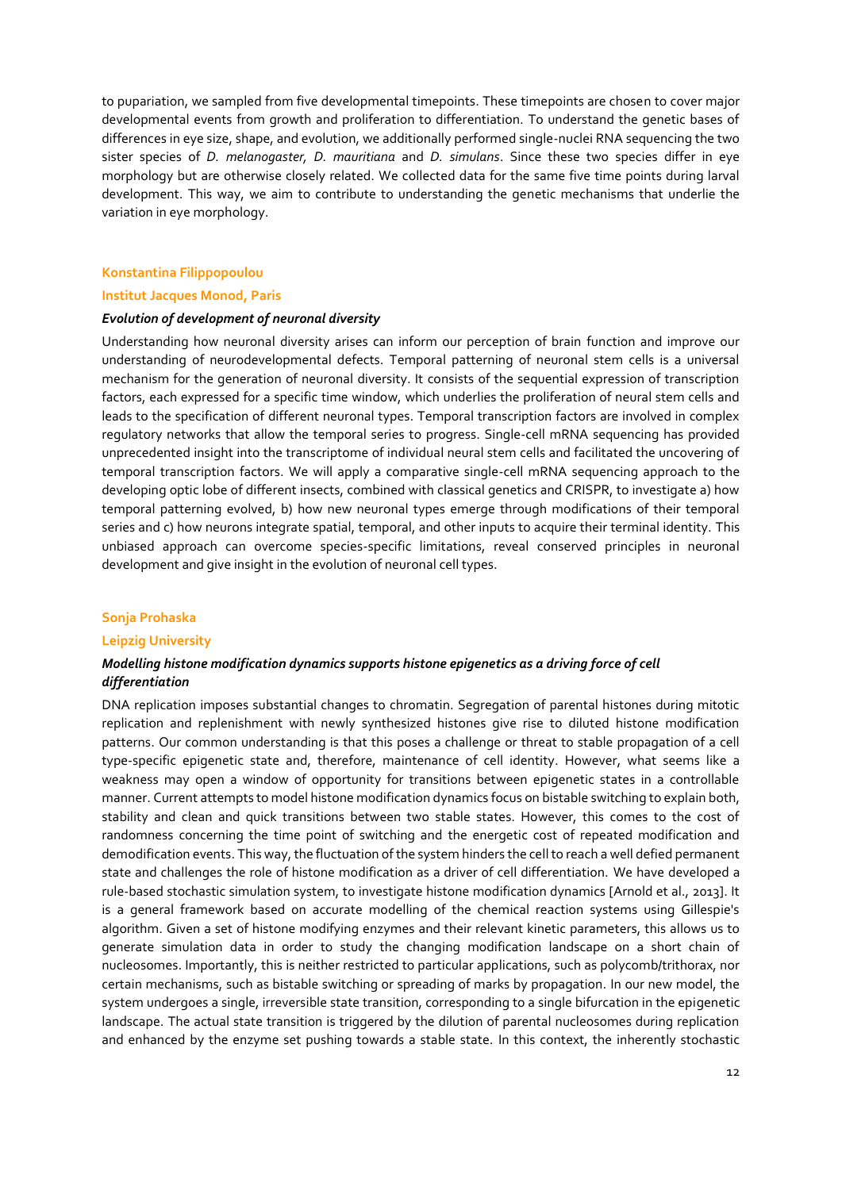to pupariation, we sampled from five developmental timepoints. These timepoints are chosen to cover major developmental events from growth and proliferation to differentiation. To understand the genetic bases of differences in eye size, shape, and evolution, we additionally performed single-nuclei RNA sequencing the two sister species of *D. melanogaster*, *D. mauritiana* and *D. simulans*. Since these two species differ in eye morphology but are otherwise closely related. We collected data for the same five time points during larval development. This way, we aim to contribute to understanding the genetic mechanisms that underlie the variation in eye morphology.

**Konstantina Filippopoulou**

**Institut Jacques Monod, Paris**

***Evolution of development of neuronal diversity***

Understanding how neuronal diversity arises can inform our perception of brain function and improve our understanding of neurodevelopmental defects. Temporal patterning of neuronal stem cells is a universal mechanism for the generation of neuronal diversity. It consists of the sequential expression of transcription factors, each expressed for a specific time window, which underlies the proliferation of neural stem cells and leads to the specification of different neuronal types. Temporal transcription factors are involved in complex regulatory networks that allow the temporal series to progress. Single-cell mRNA sequencing has provided unprecedented insight into the transcriptome of individual neural stem cells and facilitated the uncovering of temporal transcription factors. We will apply a comparative single-cell mRNA sequencing approach to the developing optic lobe of different insects, combined with classical genetics and CRISPR, to investigate a) how temporal patterning evolved, b) how new neuronal types emerge through modifications of their temporal series and c) how neurons integrate spatial, temporal, and other inputs to acquire their terminal identity. This unbiased approach can overcome species-specific limitations, reveal conserved principles in neuronal development and give insight in the evolution of neuronal cell types.

**Sonja Prohaska**

**Leipzig University**

***Modelling histone modification dynamics supports histone epigenetics as a driving force of cell differentiation***

DNA replication imposes substantial changes to chromatin. Segregation of parental histones during mitotic replication and replenishment with newly synthesized histones give rise to diluted histone modification patterns. Our common understanding is that this poses a challenge or threat to stable propagation of a cell type-specific epigenetic state and, therefore, maintenance of cell identity. However, what seems like a weakness may open a window of opportunity for transitions between epigenetic states in a controllable manner. Current attempts to model histone modification dynamics focus on bistable switching to explain both, stability and clean and quick transitions between two stable states. However, this comes to the cost of randomness concerning the time point of switching and the energetic cost of repeated modification and demodification events. This way, the fluctuation of the system hinders the cell to reach a well defied permanent state and challenges the role of histone modification as a driver of cell differentiation. We have developed a rule-based stochastic simulation system, to investigate histone modification dynamics [Arnold et al., 2013]. It is a general framework based on accurate modelling of the chemical reaction systems using Gillespie's algorithm. Given a set of histone modifying enzymes and their relevant kinetic parameters, this allows us to generate simulation data in order to study the changing modification landscape on a short chain of nucleosomes. Importantly, this is neither restricted to particular applications, such as polycomb/trithorax, nor certain mechanisms, such as bistable switching or spreading of marks by propagation. In our new model, the system undergoes a single, irreversible state transition, corresponding to a single bifurcation in the epigenetic landscape. The actual state transition is triggered by the dilution of parental nucleosomes during replication and enhanced by the enzyme set pushing towards a stable state. In this context, the inherently stochastic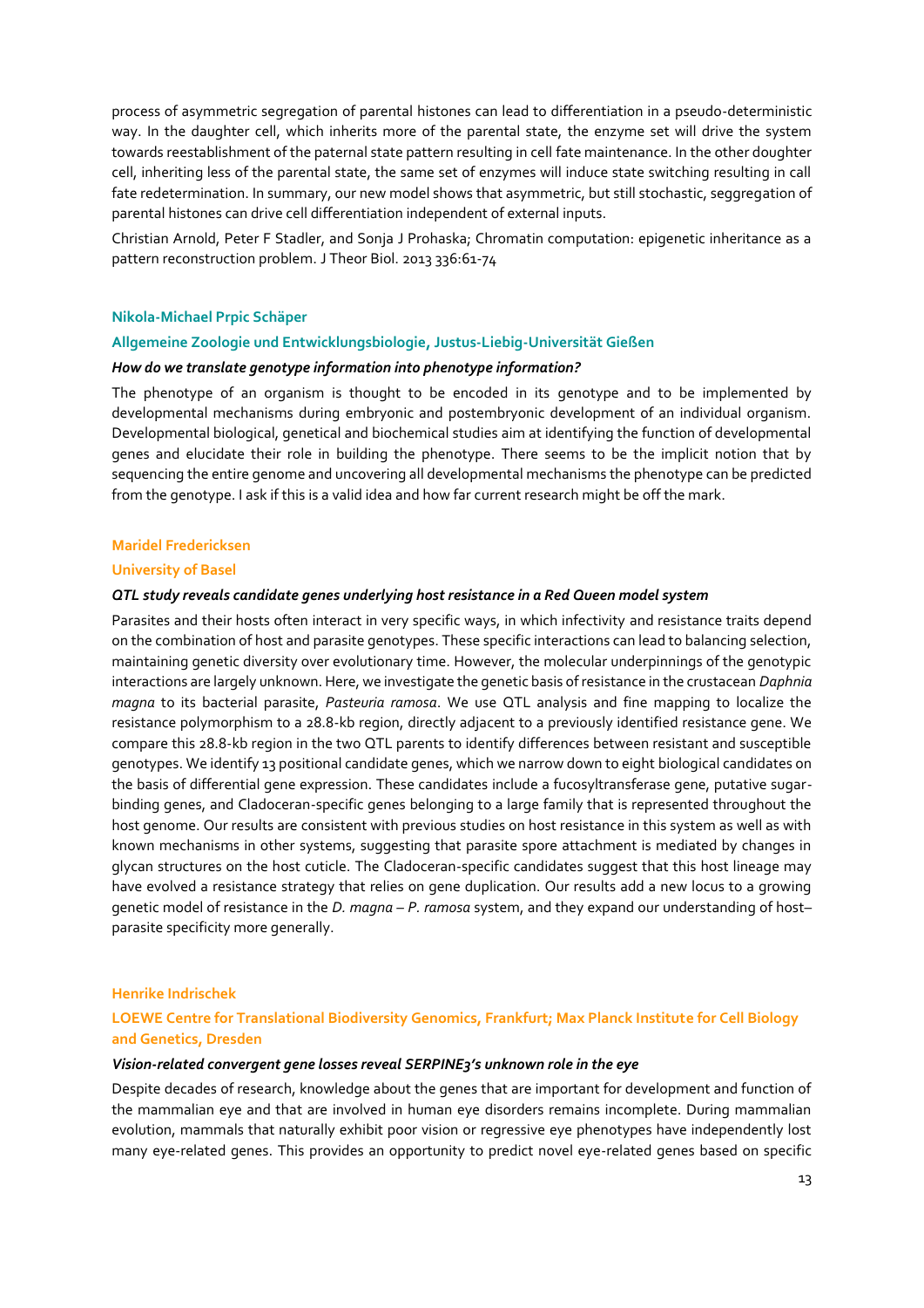process of asymmetric segregation of parental histones can lead to differentiation in a pseudo-deterministic way. In the daughter cell, which inherits more of the parental state, the enzyme set will drive the system towards reestablishment of the paternal state pattern resulting in cell fate maintenance. In the other doughter cell, inheriting less of the parental state, the same set of enzymes will induce state switching resulting in call fate redetermination. In summary, our new model shows that asymmetric, but still stochastic, seggregation of parental histones can drive cell differentiation independent of external inputs.

Christian Arnold, Peter F Stadler, and Sonja J Prohaska; Chromatin computation: epigenetic inheritance as a pattern reconstruction problem. J Theor Biol. 2013 336:61-74

**Nikola-Michael Prpic Schäper**

**Allgemeine Zoologie und Entwicklungsbiologie, Justus-Liebig-Universität Gießen**

***How do we translate genotype information into phenotype information?***

The phenotype of an organism is thought to be encoded in its genotype and to be implemented by developmental mechanisms during embryonic and postembryonic development of an individual organism. Developmental biological, genetical and biochemical studies aim at identifying the function of developmental genes and elucidate their role in building the phenotype. There seems to be the implicit notion that by sequencing the entire genome and uncovering all developmental mechanisms the phenotype can be predicted from the genotype. I ask if this is a valid idea and how far current research might be off the mark.

**Maridel Fredericksen**

**University of Basel**

***QTL study reveals candidate genes underlying host resistance in a Red Queen model system***

Parasites and their hosts often interact in very specific ways, in which infectivity and resistance traits depend on the combination of host and parasite genotypes. These specific interactions can lead to balancing selection, maintaining genetic diversity over evolutionary time. However, the molecular underpinnings of the genotypic interactions are largely unknown. Here, we investigate the genetic basis of resistance in the crustacean *Daphnia magna* to its bacterial parasite, *Pasteuria ramosa*. We use QTL analysis and fine mapping to localize the resistance polymorphism to a 28.8-kb region, directly adjacent to a previously identified resistance gene. We compare this 28.8-kb region in the two QTL parents to identify differences between resistant and susceptible genotypes. We identify 13 positional candidate genes, which we narrow down to eight biological candidates on the basis of differential gene expression. These candidates include a fucosyltransferase gene, putative sugar-binding genes, and Cladoceran-specific genes belonging to a large family that is represented throughout the host genome. Our results are consistent with previous studies on host resistance in this system as well as with known mechanisms in other systems, suggesting that parasite spore attachment is mediated by changes in glycan structures on the host cuticle. The Cladoceran-specific candidates suggest that this host lineage may have evolved a resistance strategy that relies on gene duplication. Our results add a new locus to a growing genetic model of resistance in the *D. magna* – *P. ramosa* system, and they expand our understanding of host–parasite specificity more generally.

**Henrike Indrischek**

**LOEWE Centre for Translational Biodiversity Genomics, Frankfurt; Max Planck Institute for Cell Biology and Genetics, Dresden**

***Vision-related convergent gene losses reveal SERPINE3's unknown role in the eye***

Despite decades of research, knowledge about the genes that are important for development and function of the mammalian eye and that are involved in human eye disorders remains incomplete. During mammalian evolution, mammals that naturally exhibit poor vision or regressive eye phenotypes have independently lost many eye-related genes. This provides an opportunity to predict novel eye-related genes based on specific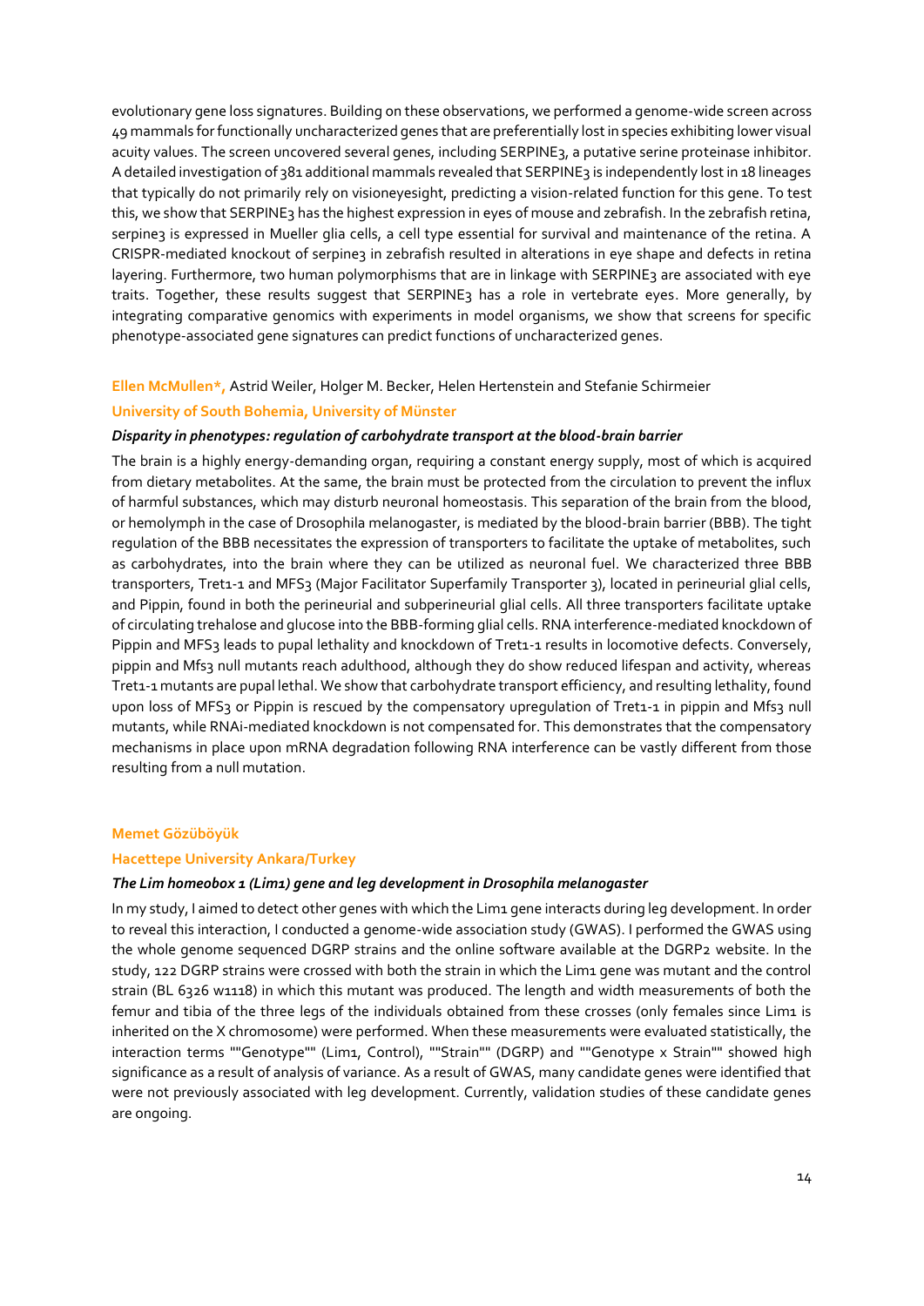evolutionary gene loss signatures. Building on these observations, we performed a genome-wide screen across 49 mammals for functionally uncharacterized genes that are preferentially lost in species exhibiting lower visual acuity values. The screen uncovered several genes, including SERPINE3, a putative serine proteinase inhibitor. A detailed investigation of 381 additional mammals revealed that SERPINE3 is independently lost in 18 lineages that typically do not primarily rely on visioneyesight, predicting a vision-related function for this gene. To test this, we show that SERPINE3 has the highest expression in eyes of mouse and zebrafish. In the zebrafish retina, serpine3 is expressed in Mueller glia cells, a cell type essential for survival and maintenance of the retina. A CRISPR-mediated knockout of serpine3 in zebrafish resulted in alterations in eye shape and defects in retina layering. Furthermore, two human polymorphisms that are in linkage with SERPINE3 are associated with eye traits. Together, these results suggest that SERPINE3 has a role in vertebrate eyes. More generally, by integrating comparative genomics with experiments in model organisms, we show that screens for specific phenotype-associated gene signatures can predict functions of uncharacterized genes.

**Ellen McMullen\*,** Astrid Weiler, Holger M. Becker, Helen Hertenstein and Stefanie Schirmeier

**University of South Bohemia, University of Münster**

***Disparity in phenotypes: regulation of carbohydrate transport at the blood-brain barrier***

The brain is a highly energy-demanding organ, requiring a constant energy supply, most of which is acquired from dietary metabolites. At the same, the brain must be protected from the circulation to prevent the influx of harmful substances, which may disturb neuronal homeostasis. This separation of the brain from the blood, or hemolymph in the case of Drosophila melanogaster, is mediated by the blood-brain barrier (BBB). The tight regulation of the BBB necessitates the expression of transporters to facilitate the uptake of metabolites, such as carbohydrates, into the brain where they can be utilized as neuronal fuel. We characterized three BBB transporters, Tret1-1 and MFS3 (Major Facilitator Superfamily Transporter 3), located in perineurial glial cells, and Pippin, found in both the perineurial and subperineurial glial cells. All three transporters facilitate uptake of circulating trehalose and glucose into the BBB-forming glial cells. RNA interference-mediated knockdown of Pippin and MFS3 leads to pupal lethality and knockdown of Tret1-1 results in locomotive defects. Conversely, pippin and Mfs3 null mutants reach adulthood, although they do show reduced lifespan and activity, whereas Tret1-1 mutants are pupal lethal. We show that carbohydrate transport efficiency, and resulting lethality, found upon loss of MFS3 or Pippin is rescued by the compensatory upregulation of Tret1-1 in pippin and Mfs3 null mutants, while RNAi-mediated knockdown is not compensated for. This demonstrates that the compensatory mechanisms in place upon mRNA degradation following RNA interference can be vastly different from those resulting from a null mutation.

**Memet Gözüböyük**

**Hacettepe University Ankara/Turkey**

***The Lim homeobox 1 (Lim1) gene and leg development in Drosophila melanogaster***

In my study, I aimed to detect other genes with which the Lim1 gene interacts during leg development. In order to reveal this interaction, I conducted a genome-wide association study (GWAS). I performed the GWAS using the whole genome sequenced DGRP strains and the online software available at the DGRP2 website. In the study, 122 DGRP strains were crossed with both the strain in which the Lim1 gene was mutant and the control strain (BL 6326 w1118) in which this mutant was produced. The length and width measurements of both the femur and tibia of the three legs of the individuals obtained from these crosses (only females since Lim1 is inherited on the X chromosome) were performed. When these measurements were evaluated statistically, the interaction terms ""Genotype"" (Lim1, Control), ""Strain"" (DGRP) and ""Genotype x Strain"" showed high significance as a result of analysis of variance. As a result of GWAS, many candidate genes were identified that were not previously associated with leg development. Currently, validation studies of these candidate genes are ongoing.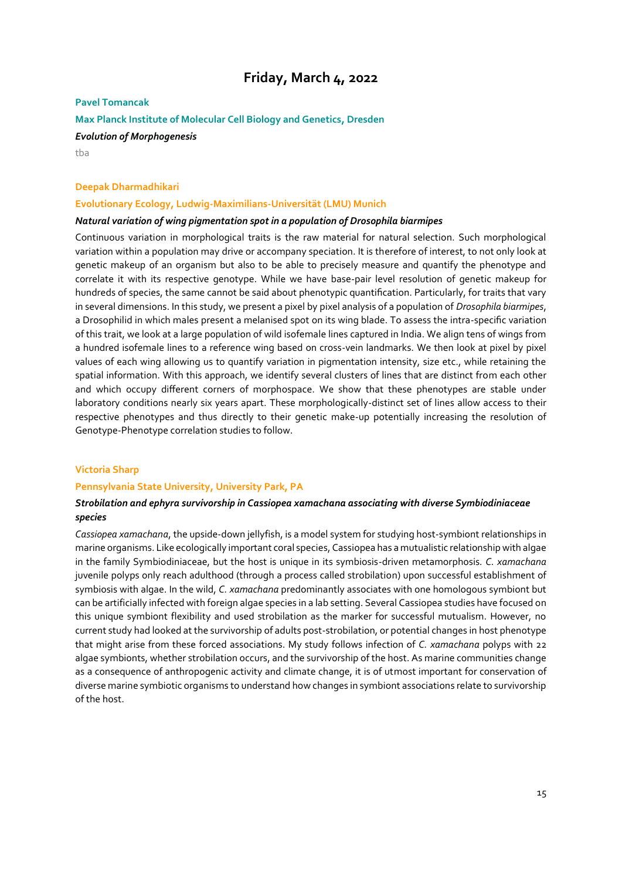# Friday, March 4, 2022

**Pavel Tomancak**

**Max Planck Institute of Molecular Cell Biology and Genetics, Dresden**

***Evolution of Morphogenesis***

tba

**Deepak Dharmadhikari**

**Evolutionary Ecology, Ludwig-Maximilians-Universität (LMU) Munich**

***Natural variation of wing pigmentation spot in a population of Drosophila biarmipes***

Continuous variation in morphological traits is the raw material for natural selection. Such morphological variation within a population may drive or accompany speciation. It is therefore of interest, to not only look at genetic makeup of an organism but also to be able to precisely measure and quantify the phenotype and correlate it with its respective genotype. While we have base-pair level resolution of genetic makeup for hundreds of species, the same cannot be said about phenotypic quantification. Particularly, for traits that vary in several dimensions. In this study, we present a pixel by pixel analysis of a population of *Drosophila biarmipes*, a Drosophilid in which males present a melanised spot on its wing blade. To assess the intra-specific variation of this trait, we look at a large population of wild isofemale lines captured in India. We align tens of wings from a hundred isofemale lines to a reference wing based on cross-vein landmarks. We then look at pixel by pixel values of each wing allowing us to quantify variation in pigmentation intensity, size etc., while retaining the spatial information. With this approach, we identify several clusters of lines that are distinct from each other and which occupy different corners of morphospace. We show that these phenotypes are stable under laboratory conditions nearly six years apart. These morphologically-distinct set of lines allow access to their respective phenotypes and thus directly to their genetic make-up potentially increasing the resolution of Genotype-Phenotype correlation studies to follow.

**Victoria Sharp**

**Pennsylvania State University, University Park, PA**

***Strobilation and ephyra survivorship in Cassiopea xamachana associating with diverse Symbiodiniaceae species***

*Cassiopea xamachana*, the upside-down jellyfish, is a model system for studying host-symbiont relationships in marine organisms. Like ecologically important coral species, Cassiopea has a mutualistic relationship with algae in the family Symbiodiniaceae, but the host is unique in its symbiosis-driven metamorphosis. *C. xamachana* juvenile polyps only reach adulthood (through a process called strobilation) upon successful establishment of symbiosis with algae. In the wild, *C. xamachana* predominantly associates with one homologous symbiont but can be artificially infected with foreign algae species in a lab setting. Several Cassiopea studies have focused on this unique symbiont flexibility and used strobilation as the marker for successful mutualism. However, no current study had looked at the survivorship of adults post-strobilation, or potential changes in host phenotype that might arise from these forced associations. My study follows infection of *C. xamachana* polyps with 22 algae symbionts, whether strobilation occurs, and the survivorship of the host. As marine communities change as a consequence of anthropogenic activity and climate change, it is of utmost important for conservation of diverse marine symbiotic organisms to understand how changes in symbiont associations relate to survivorship of the host.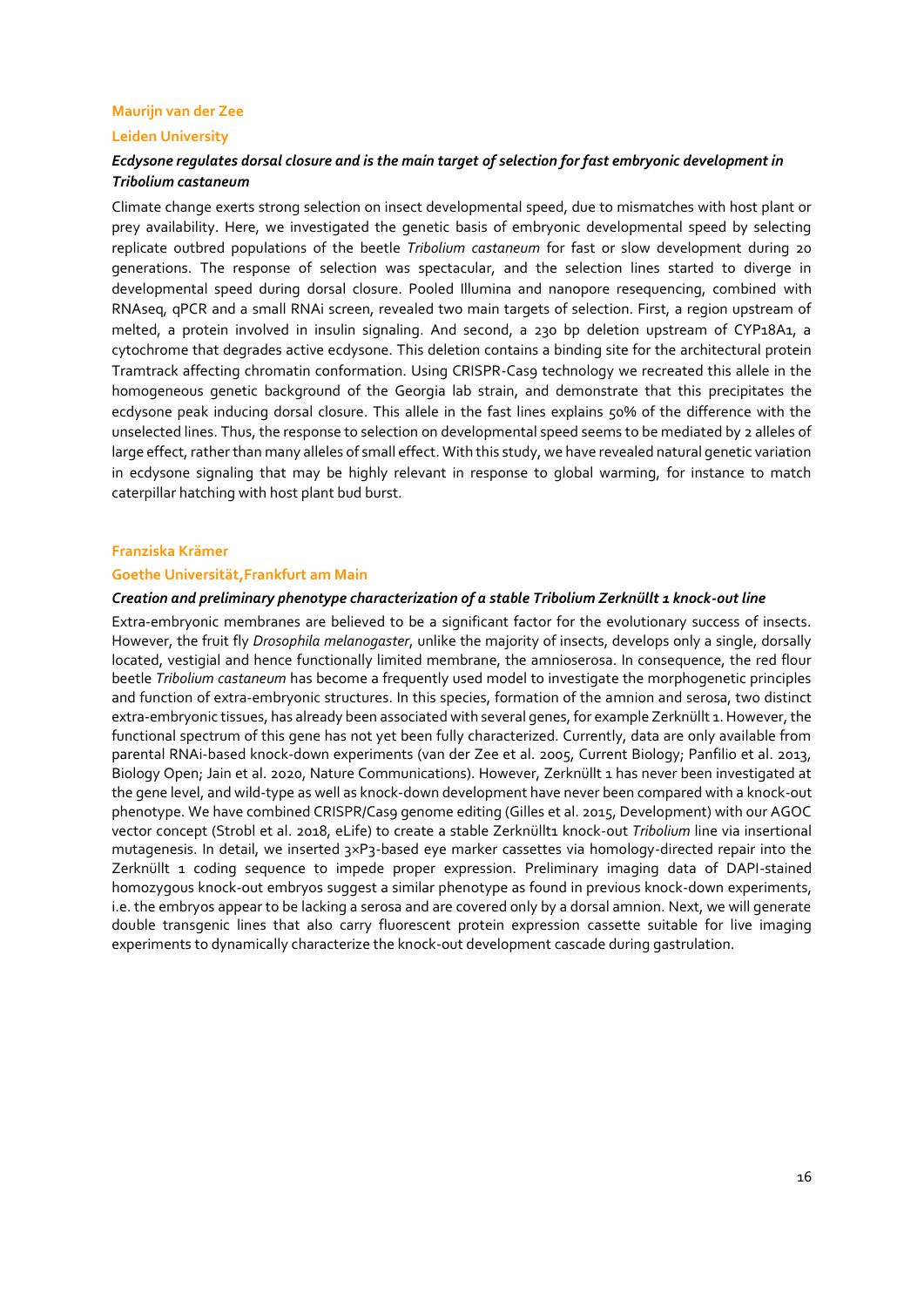**Maurijn van der Zee**

**Leiden University**

***Ecdysone regulates dorsal closure and is the main target of selection for fast embryonic development in Tribolium castaneum***

Climate change exerts strong selection on insect developmental speed, due to mismatches with host plant or prey availability. Here, we investigated the genetic basis of embryonic developmental speed by selecting replicate outbred populations of the beetle *Tribolium castaneum* for fast or slow development during 20 generations. The response of selection was spectacular, and the selection lines started to diverge in developmental speed during dorsal closure. Pooled Illumina and nanopore resequencing, combined with RNAseq, qPCR and a small RNAi screen, revealed two main targets of selection. First, a region upstream of melted, a protein involved in insulin signaling. And second, a 230 bp deletion upstream of CYP18A1, a cytochrome that degrades active ecdysone. This deletion contains a binding site for the architectural protein Tramtrack affecting chromatin conformation. Using CRISPR-Cas9 technology we recreated this allele in the homogeneous genetic background of the Georgia lab strain, and demonstrate that this precipitates the ecdysone peak inducing dorsal closure. This allele in the fast lines explains 50% of the difference with the unselected lines. Thus, the response to selection on developmental speed seems to be mediated by 2 alleles of large effect, rather than many alleles of small effect. With this study, we have revealed natural genetic variation in ecdysone signaling that may be highly relevant in response to global warming, for instance to match caterpillar hatching with host plant bud burst.

**Franziska Krämer**

**Goethe Universität,Frankfurt am Main**

***Creation and preliminary phenotype characterization of a stable Tribolium Zerknüllt 1 knock-out line***

Extra-embryonic membranes are believed to be a significant factor for the evolutionary success of insects. However, the fruit fly *Drosophila melanogaster*, unlike the majority of insects, develops only a single, dorsally located, vestigial and hence functionally limited membrane, the amnioserosa. In consequence, the red flour beetle *Tribolium castaneum* has become a frequently used model to investigate the morphogenetic principles and function of extra-embryonic structures. In this species, formation of the amnion and serosa, two distinct extra-embryonic tissues, has already been associated with several genes, for example Zerknüllt 1. However, the functional spectrum of this gene has not yet been fully characterized. Currently, data are only available from parental RNAi-based knock-down experiments (van der Zee et al. 2005, Current Biology; Panfilio et al. 2013, Biology Open; Jain et al. 2020, Nature Communications). However, Zerknüllt 1 has never been investigated at the gene level, and wild-type as well as knock-down development have never been compared with a knock-out phenotype. We have combined CRISPR/Cas9 genome editing (Gilles et al. 2015, Development) with our AGOC vector concept (Strobl et al. 2018, eLife) to create a stable Zerknüllt1 knock-out *Tribolium* line via insertional mutagenesis. In detail, we inserted 3×P3-based eye marker cassettes via homology-directed repair into the Zerknüllt 1 coding sequence to impede proper expression. Preliminary imaging data of DAPI-stained homozygous knock-out embryos suggest a similar phenotype as found in previous knock-down experiments, i.e. the embryos appear to be lacking a serosa and are covered only by a dorsal amnion. Next, we will generate double transgenic lines that also carry fluorescent protein expression cassette suitable for live imaging experiments to dynamically characterize the knock-out development cascade during gastrulation.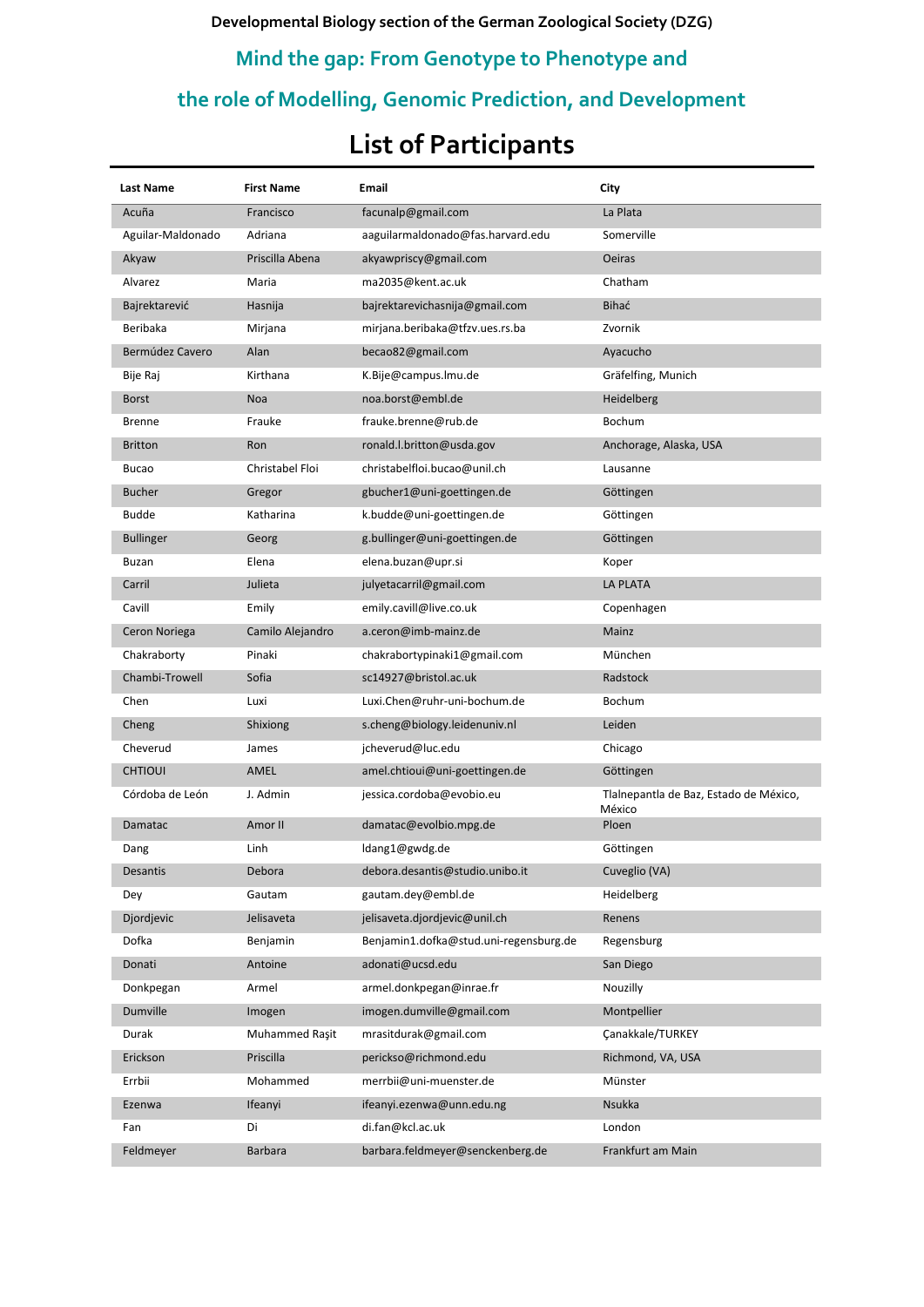**Developmental Biology section of the German Zoological Society (DZG)**

## Mind the gap: From Genotype to Phenotype and the role of Modelling, Genomic Prediction, and Development

# List of Participants

| Last Name | First Name | Email | City |
|---|---|---|---|
| Acuña | Francisco | facunalp@gmail.com | La Plata |
| Aguilar-Maldonado | Adriana | aaguilarmaldonado@fas.harvard.edu | Somerville |
| Akyaw | Priscilla Abena | akyawpriscy@gmail.com | Oeiras |
| Alvarez | Maria | ma2035@kent.ac.uk | Chatham |
| Bajrektarević | Hasnija | bajrektarevichasnija@gmail.com | Bihać |
| Beribaka | Mirjana | mirjana.beribaka@tfzv.ues.rs.ba | Zvornik |
| Bermúdez Cavero | Alan | becao82@gmail.com | Ayacucho |
| Bije Raj | Kirthana | K.Bije@campus.lmu.de | Gräfelfing, Munich |
| Borst | Noa | noa.borst@embl.de | Heidelberg |
| Brenne | Frauke | frauke.brenne@rub.de | Bochum |
| Britton | Ron | ronald.l.britton@usda.gov | Anchorage, Alaska, USA |
| Bucao | Christabel Floi | christabelfloi.bucao@unil.ch | Lausanne |
| Bucher | Gregor | gbucher1@uni-goettingen.de | Göttingen |
| Budde | Katharina | k.budde@uni-goettingen.de | Göttingen |
| Bullinger | Georg | g.bullinger@uni-goettingen.de | Göttingen |
| Buzan | Elena | elena.buzan@upr.si | Koper |
| Carril | Julieta | julyetacarril@gmail.com | LA PLATA |
| Cavill | Emily | emily.cavill@live.co.uk | Copenhagen |
| Ceron Noriega | Camilo Alejandro | a.ceron@imb-mainz.de | Mainz |
| Chakraborty | Pinaki | chakrabortypinaki1@gmail.com | München |
| Chambi-Trowell | Sofia | sc14927@bristol.ac.uk | Radstock |
| Chen | Luxi | Luxi.Chen@ruhr-uni-bochum.de | Bochum |
| Cheng | Shixiong | s.cheng@biology.leidenuniv.nl | Leiden |
| Cheverud | James | jcheverud@luc.edu | Chicago |
| CHTIOUI | AMEL | amel.chtioui@uni-goettingen.de | Göttingen |
| Córdoba de León | J. Admin | jessica.cordoba@evobio.eu | Tlalnepantla de Baz, Estado de México, México |
| Damatac | Amor II | damatac@evolbio.mpg.de | Ploen |
| Dang | Linh | ldang1@gwdg.de | Göttingen |
| Desantis | Debora | debora.desantis@studio.unibo.it | Cuveglio (VA) |
| Dey | Gautam | gautam.dey@embl.de | Heidelberg |
| Djordjevic | Jelisaveta | jelisaveta.djordjevic@unil.ch | Renens |
| Dofka | Benjamin | Benjamin1.dofka@stud.uni-regensburg.de | Regensburg |
| Donati | Antoine | adonati@ucsd.edu | San Diego |
| Donkpegan | Armel | armel.donkpegan@inrae.fr | Nouzilly |
| Dumville | Imogen | imogen.dumville@gmail.com | Montpellier |
| Durak | Muhammed Raşit | mrasitdurak@gmail.com | Çanakkale/TURKEY |
| Erickson | Priscilla | perickso@richmond.edu | Richmond, VA, USA |
| Errbii | Mohammed | merrbii@uni-muenster.de | Münster |
| Ezenwa | Ifeanyi | ifeanyi.ezenwa@unn.edu.ng | Nsukka |
| Fan | Di | di.fan@kcl.ac.uk | London |
| Feldmeyer | Barbara | barbara.feldmeyer@senckenberg.de | Frankfurt am Main |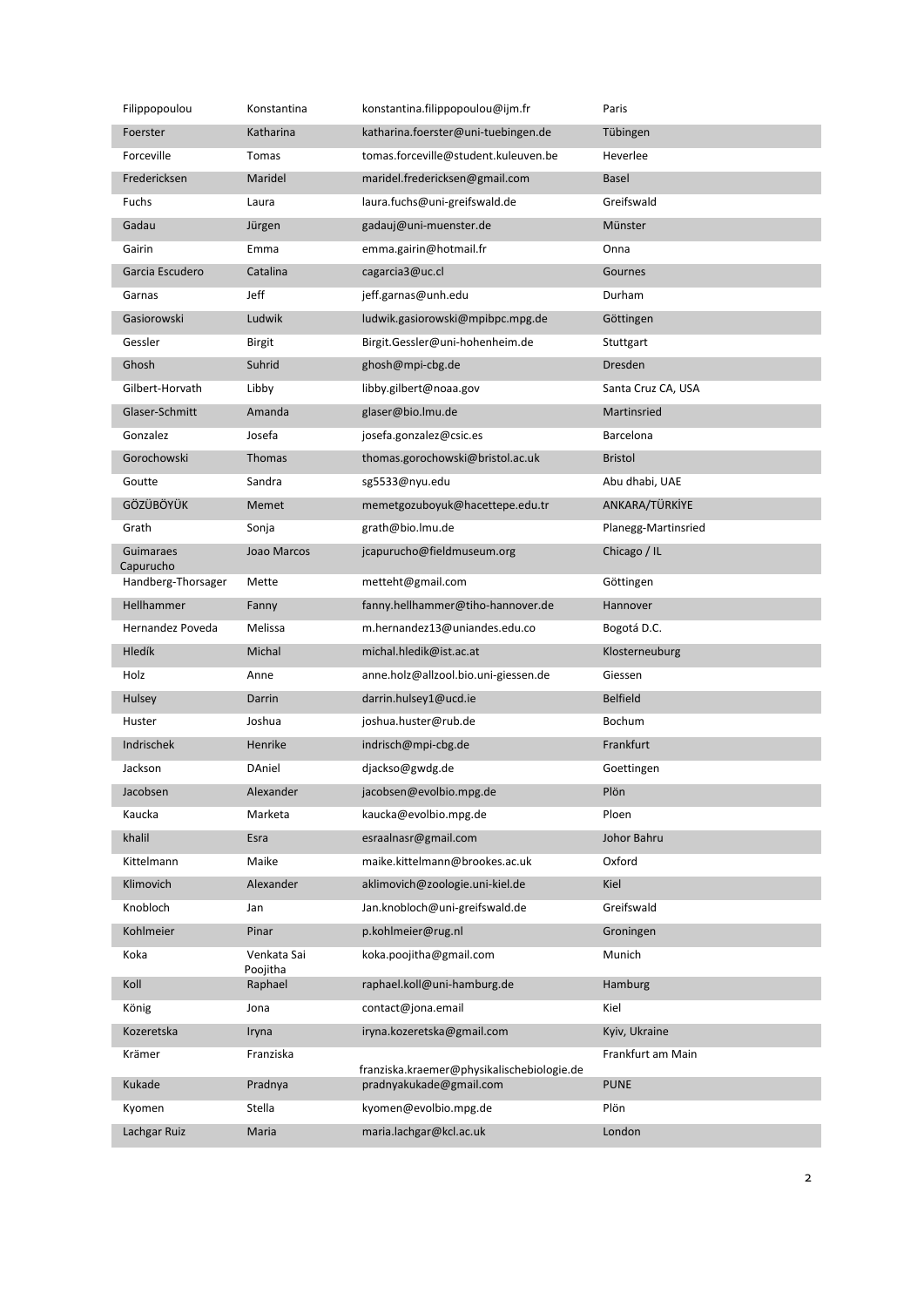| Filippopoulou | Konstantina | konstantina.filippopoulou@ijm.fr | Paris |
|---|---|---|---|
| Foerster | Katharina | katharina.foerster@uni-tuebingen.de | Tübingen |
| Forceville | Tomas | tomas.forceville@student.kuleuven.be | Heverlee |
| Fredericksen | Maridel | maridel.fredericksen@gmail.com | Basel |
| Fuchs | Laura | laura.fuchs@uni-greifswald.de | Greifswald |
| Gadau | Jürgen | gadauj@uni-muenster.de | Münster |
| Gairin | Emma | emma.gairin@hotmail.fr | Onna |
| Garcia Escudero | Catalina | cagarcia3@uc.cl | Gournes |
| Garnas | Jeff | jeff.garnas@unh.edu | Durham |
| Gasiorowski | Ludwik | ludwik.gasiorowski@mpibpc.mpg.de | Göttingen |
| Gessler | Birgit | Birgit.Gessler@uni-hohenheim.de | Stuttgart |
| Ghosh | Suhrid | ghosh@mpi-cbg.de | Dresden |
| Gilbert-Horvath | Libby | libby.gilbert@noaa.gov | Santa Cruz CA, USA |
| Glaser-Schmitt | Amanda | glaser@bio.lmu.de | Martinsried |
| Gonzalez | Josefa | josefa.gonzalez@csic.es | Barcelona |
| Gorochowski | Thomas | thomas.gorochowski@bristol.ac.uk | Bristol |
| Goutte | Sandra | sg5533@nyu.edu | Abu dhabi, UAE |
| GÖZÜBÖYÜK | Memet | memetgozuboyuk@hacettepe.edu.tr | ANKARA/TÜRKİYE |
| Grath | Sonja | grath@bio.lmu.de | Planegg-Martinsried |
| Guimaraes Capurucho | Joao Marcos | jcapurucho@fieldmuseum.org | Chicago / IL |
| Handberg-Thorsager | Mette | metteht@gmail.com | Göttingen |
| Hellhammer | Fanny | fanny.hellhammer@tiho-hannover.de | Hannover |
| Hernandez Poveda | Melissa | m.hernandez13@uniandes.edu.co | Bogotá D.C. |
| Hledík | Michal | michal.hledik@ist.ac.at | Klosterneuburg |
| Holz | Anne | anne.holz@allzool.bio.uni-giessen.de | Giessen |
| Hulsey | Darrin | darrin.hulsey1@ucd.ie | Belfield |
| Huster | Joshua | joshua.huster@rub.de | Bochum |
| Indrischek | Henrike | indrisch@mpi-cbg.de | Frankfurt |
| Jackson | DAniel | djackso@gwdg.de | Goettingen |
| Jacobsen | Alexander | jacobsen@evolbio.mpg.de | Plön |
| Kaucka | Marketa | kaucka@evolbio.mpg.de | Ploen |
| khalil | Esra | esraalnasr@gmail.com | Johor Bahru |
| Kittelmann | Maike | maike.kittelmann@brookes.ac.uk | Oxford |
| Klimovich | Alexander | aklimovich@zoologie.uni-kiel.de | Kiel |
| Knobloch | Jan | Jan.knobloch@uni-greifswald.de | Greifswald |
| Kohlmeier | Pinar | p.kohlmeier@rug.nl | Groningen |
| Koka | Venkata Sai Poojitha | koka.poojitha@gmail.com | Munich |
| Koll | Raphael | raphael.koll@uni-hamburg.de | Hamburg |
| König | Jona | contact@jona.email | Kiel |
| Kozeretska | Iryna | iryna.kozeretska@gmail.com | Kyiv, Ukraine |
| Krämer | Franziska | franziska.kraemer@physikalischebiologie.de | Frankfurt am Main |
| Kukade | Pradnya | pradnyakukade@gmail.com | PUNE |
| Kyomen | Stella | kyomen@evolbio.mpg.de | Plön |
| Lachgar Ruiz | Maria | maria.lachgar@kcl.ac.uk | London |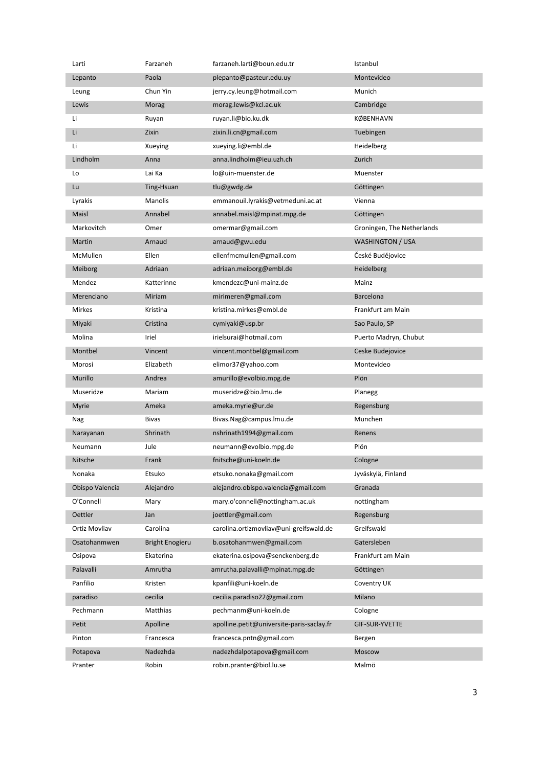| Larti | Farzaneh | farzaneh.larti@boun.edu.tr | Istanbul |
|---|---|---|---|
| Lepanto | Paola | plepanto@pasteur.edu.uy | Montevideo |
| Leung | Chun Yin | jerry.cy.leung@hotmail.com | Munich |
| Lewis | Morag | morag.lewis@kcl.ac.uk | Cambridge |
| Li | Ruyan | ruyan.li@bio.ku.dk | KØBENHAVN |
| Li | Zixin | zixin.li.cn@gmail.com | Tuebingen |
| Li | Xueying | xueying.li@embl.de | Heidelberg |
| Lindholm | Anna | anna.lindholm@ieu.uzh.ch | Zurich |
| Lo | Lai Ka | lo@uin-muenster.de | Muenster |
| Lu | Ting-Hsuan | tlu@gwdg.de | Göttingen |
| Lyrakis | Manolis | emmanouil.lyrakis@vetmeduni.ac.at | Vienna |
| Maisl | Annabel | annabel.maisl@mpinat.mpg.de | Göttingen |
| Markovitch | Omer | omermar@gmail.com | Groningen, The Netherlands |
| Martin | Arnaud | arnaud@gwu.edu | WASHINGTON / USA |
| McMullen | Ellen | ellenfmcmullen@gmail.com | České Budějovice |
| Meiborg | Adriaan | adriaan.meiborg@embl.de | Heidelberg |
| Mendez | Katterinne | kmendezc@uni-mainz.de | Mainz |
| Merenciano | Miriam | mirimeren@gmail.com | Barcelona |
| Mirkes | Kristina | kristina.mirkes@embl.de | Frankfurt am Main |
| Miyaki | Cristina | cymiyaki@usp.br | Sao Paulo, SP |
| Molina | Iriel | irielsurai@hotmail.com | Puerto Madryn, Chubut |
| Montbel | Vincent | vincent.montbel@gmail.com | Ceske Budejovice |
| Morosi | Elizabeth | elimor37@yahoo.com | Montevideo |
| Murillo | Andrea | amurillo@evolbio.mpg.de | Plön |
| Museridze | Mariam | museridze@bio.lmu.de | Planegg |
| Myrie | Ameka | ameka.myrie@ur.de | Regensburg |
| Nag | Bivas | Bivas.Nag@campus.lmu.de | Munchen |
| Narayanan | Shrinath | nshrinath1994@gmail.com | Renens |
| Neumann | Jule | neumann@evolbio.mpg.de | Plön |
| Nitsche | Frank | fnitsche@uni-koeln.de | Cologne |
| Nonaka | Etsuko | etsuko.nonaka@gmail.com | Jyväskylä, Finland |
| Obispo Valencia | Alejandro | alejandro.obispo.valencia@gmail.com | Granada |
| O'Connell | Mary | mary.o'connell@nottingham.ac.uk | nottingham |
| Oettler | Jan | joettler@gmail.com | Regensburg |
| Ortiz Movliav | Carolina | carolina.ortizmovliav@uni-greifswald.de | Greifswald |
| Osatohanmwen | Bright Enogieru | b.osatohanmwen@gmail.com | Gatersleben |
| Osipova | Ekaterina | ekaterina.osipova@senckenberg.de | Frankfurt am Main |
| Palavalli | Amrutha | amrutha.palavalli@mpinat.mpg.de | Göttingen |
| Panfilio | Kristen | kpanfili@uni-koeln.de | Coventry UK |
| paradiso | cecilia | cecilia.paradiso22@gmail.com | Milano |
| Pechmann | Matthias | pechmanm@uni-koeln.de | Cologne |
| Petit | Apolline | apolline.petit@universite-paris-saclay.fr | GIF-SUR-YVETTE |
| Pinton | Francesca | francesca.pntn@gmail.com | Bergen |
| Potapova | Nadezhda | nadezhdalpotapova@gmail.com | Moscow |
| Pranter | Robin | robin.pranter@biol.lu.se | Malmö |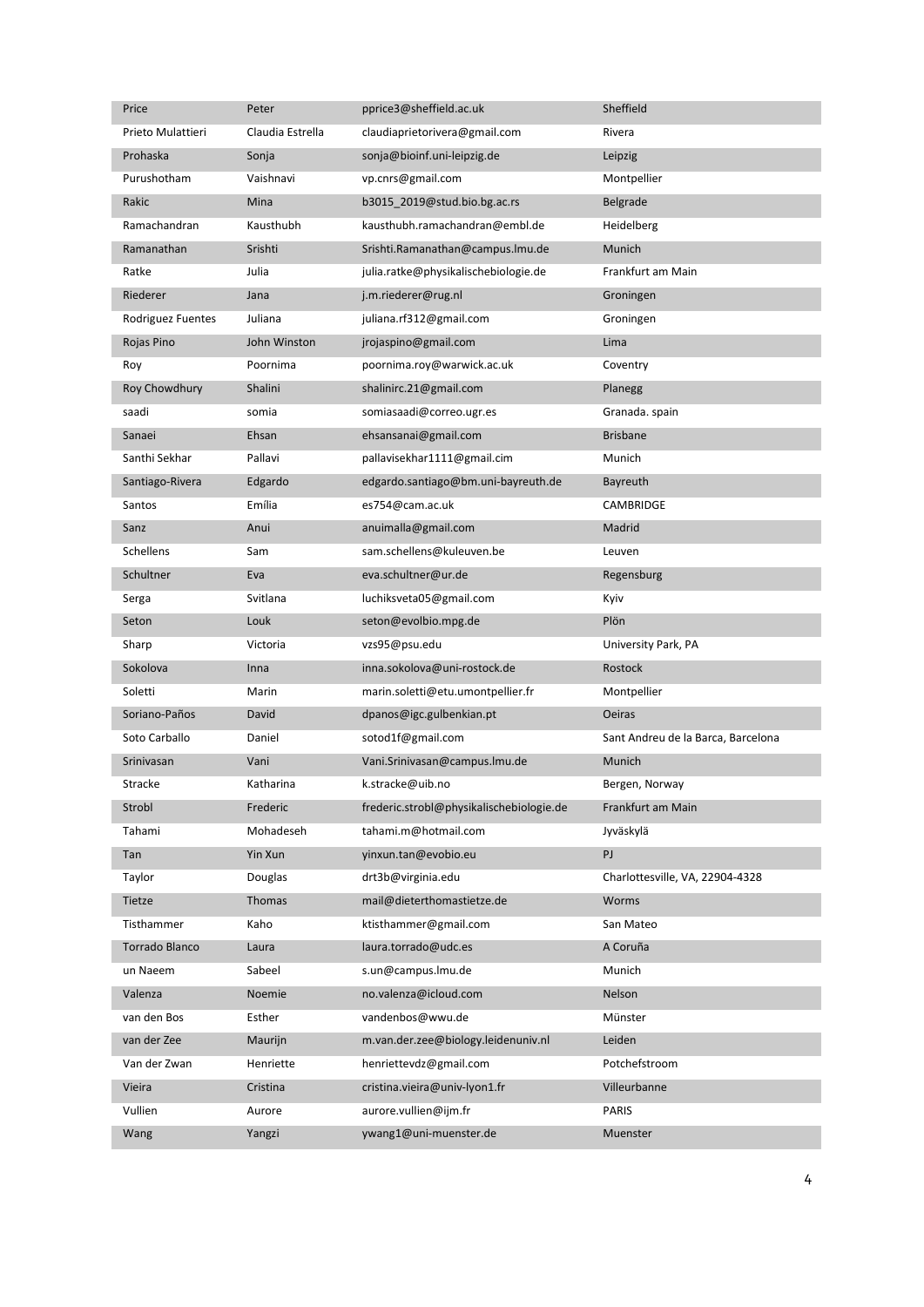| Price | Peter | pprice3@sheffield.ac.uk | Sheffield |
|---|---|---|---|
| Prieto Mulattieri | Claudia Estrella | claudiaprietorivera@gmail.com | Rivera |
| Prohaska | Sonja | sonja@bioinf.uni-leipzig.de | Leipzig |
| Purushotham | Vaishnavi | vp.cnrs@gmail.com | Montpellier |
| Rakic | Mina | b3015_2019@stud.bio.bg.ac.rs | Belgrade |
| Ramachandran | Kausthubh | kausthubh.ramachandran@embl.de | Heidelberg |
| Ramanathan | Srishti | Srishti.Ramanathan@campus.lmu.de | Munich |
| Ratke | Julia | julia.ratke@physikalischebiologie.de | Frankfurt am Main |
| Riederer | Jana | j.m.riederer@rug.nl | Groningen |
| Rodriguez Fuentes | Juliana | juliana.rf312@gmail.com | Groningen |
| Rojas Pino | John Winston | jrojaspino@gmail.com | Lima |
| Roy | Poornima | poornima.roy@warwick.ac.uk | Coventry |
| Roy Chowdhury | Shalini | shalinirc.21@gmail.com | Planegg |
| saadi | somia | somiasaadi@correo.ugr.es | Granada. spain |
| Sanaei | Ehsan | ehsansanai@gmail.com | Brisbane |
| Santhi Sekhar | Pallavi | pallavisekhar1111@gmail.cim | Munich |
| Santiago-Rivera | Edgardo | edgardo.santiago@bm.uni-bayreuth.de | Bayreuth |
| Santos | Emília | es754@cam.ac.uk | CAMBRIDGE |
| Sanz | Anui | anuimalla@gmail.com | Madrid |
| Schellens | Sam | sam.schellens@kuleuven.be | Leuven |
| Schultner | Eva | eva.schultner@ur.de | Regensburg |
| Serga | Svitlana | luchiksveta05@gmail.com | Kyiv |
| Seton | Louk | seton@evolbio.mpg.de | Plön |
| Sharp | Victoria | vzs95@psu.edu | University Park, PA |
| Sokolova | Inna | inna.sokolova@uni-rostock.de | Rostock |
| Soletti | Marin | marin.soletti@etu.umontpellier.fr | Montpellier |
| Soriano-Paños | David | dpanos@igc.gulbenkian.pt | Oeiras |
| Soto Carballo | Daniel | sotod1f@gmail.com | Sant Andreu de la Barca, Barcelona |
| Srinivasan | Vani | Vani.Srinivasan@campus.lmu.de | Munich |
| Stracke | Katharina | k.stracke@uib.no | Bergen, Norway |
| Strobl | Frederic | frederic.strobl@physikalischebiologie.de | Frankfurt am Main |
| Tahami | Mohadeseh | tahami.m@hotmail.com | Jyväskylä |
| Tan | Yin Xun | yinxun.tan@evobio.eu | PJ |
| Taylor | Douglas | drt3b@virginia.edu | Charlottesville, VA, 22904-4328 |
| Tietze | Thomas | mail@dieterthomastietze.de | Worms |
| Tisthammer | Kaho | ktisthammer@gmail.com | San Mateo |
| Torrado Blanco | Laura | laura.torrado@udc.es | A Coruña |
| un Naeem | Sabeel | s.un@campus.lmu.de | Munich |
| Valenza | Noemie | no.valenza@icloud.com | Nelson |
| van den Bos | Esther | vandenbos@wwu.de | Münster |
| van der Zee | Maurijn | m.van.der.zee@biology.leidenuniv.nl | Leiden |
| Van der Zwan | Henriette | henriettevdz@gmail.com | Potchefstroom |
| Vieira | Cristina | cristina.vieira@univ-lyon1.fr | Villeurbanne |
| Vullien | Aurore | aurore.vullien@ijm.fr | PARIS |
| Wang | Yangzi | ywang1@uni-muenster.de | Muenster |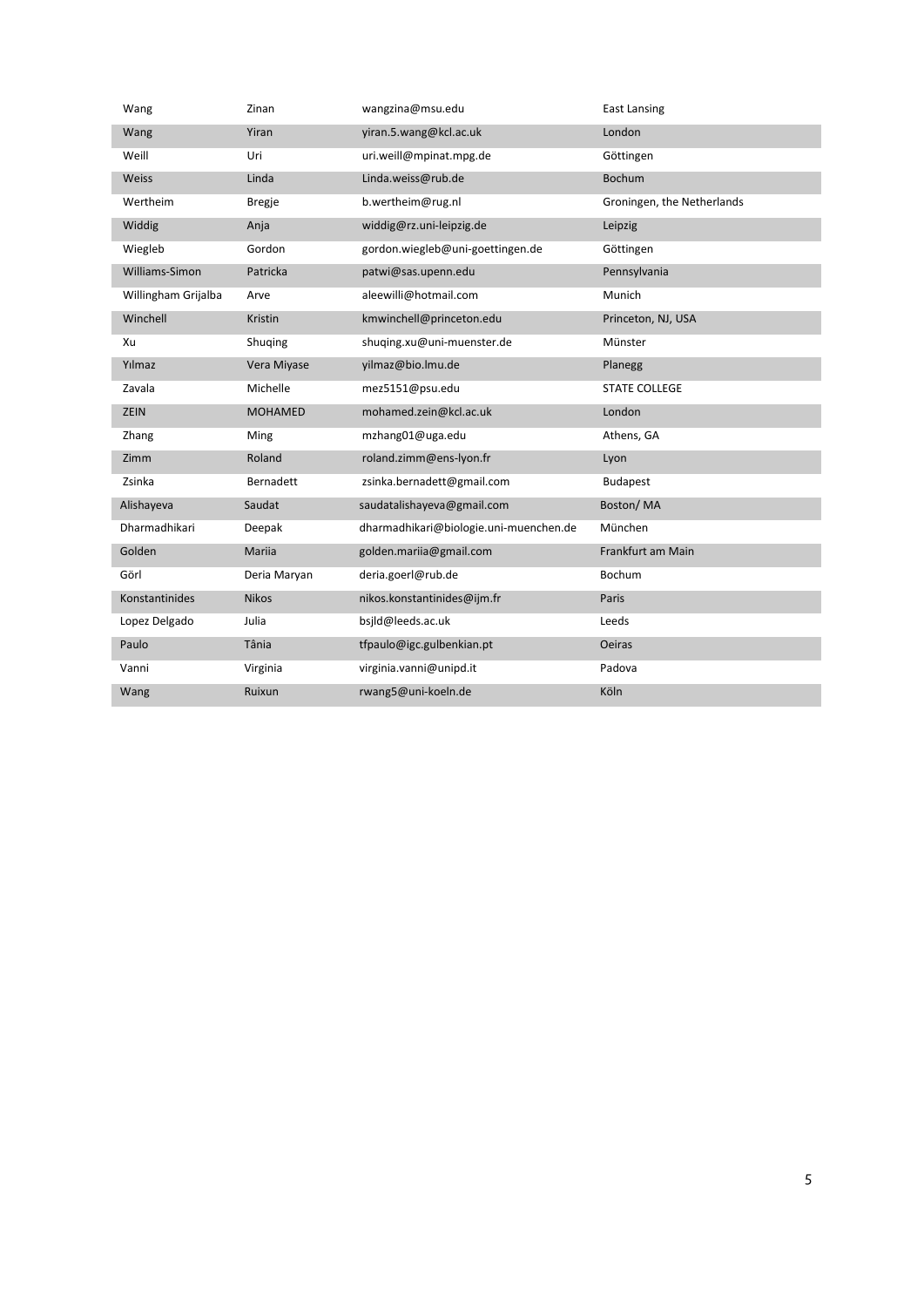| | | | |
|---|---|---|---|
| Wang | Zinan | wangzina@msu.edu | East Lansing |
| Wang | Yiran | yiran.5.wang@kcl.ac.uk | London |
| Weill | Uri | uri.weill@mpinat.mpg.de | Göttingen |
| Weiss | Linda | Linda.weiss@rub.de | Bochum |
| Wertheim | Bregje | b.wertheim@rug.nl | Groningen, the Netherlands |
| Widdig | Anja | widdig@rz.uni-leipzig.de | Leipzig |
| Wiegleb | Gordon | gordon.wiegleb@uni-goettingen.de | Göttingen |
| Williams-Simon | Patricka | patwi@sas.upenn.edu | Pennsylvania |
| Willingham Grijalba | Arve | aleewilli@hotmail.com | Munich |
| Winchell | Kristin | kmwinchell@princeton.edu | Princeton, NJ, USA |
| Xu | Shuqing | shuqing.xu@uni-muenster.de | Münster |
| Yılmaz | Vera Miyase | yilmaz@bio.lmu.de | Planegg |
| Zavala | Michelle | mez5151@psu.edu | STATE COLLEGE |
| ZEIN | MOHAMED | mohamed.zein@kcl.ac.uk | London |
| Zhang | Ming | mzhang01@uga.edu | Athens, GA |
| Zimm | Roland | roland.zimm@ens-lyon.fr | Lyon |
| Zsinka | Bernadett | zsinka.bernadett@gmail.com | Budapest |
| Alishayeva | Saudat | saudatalishayeva@gmail.com | Boston/ MA |
| Dharmadhikari | Deepak | dharmadhikari@biologie.uni-muenchen.de | München |
| Golden | Mariia | golden.mariia@gmail.com | Frankfurt am Main |
| Görl | Deria Maryan | deria.goerl@rub.de | Bochum |
| Konstantinides | Nikos | nikos.konstantinides@ijm.fr | Paris |
| Lopez Delgado | Julia | bsjld@leeds.ac.uk | Leeds |
| Paulo | Tânia | tfpaulo@igc.gulbenkian.pt | Oeiras |
| Vanni | Virginia | virginia.vanni@unipd.it | Padova |
| Wang | Ruixun | rwang5@uni-koeln.de | Köln |